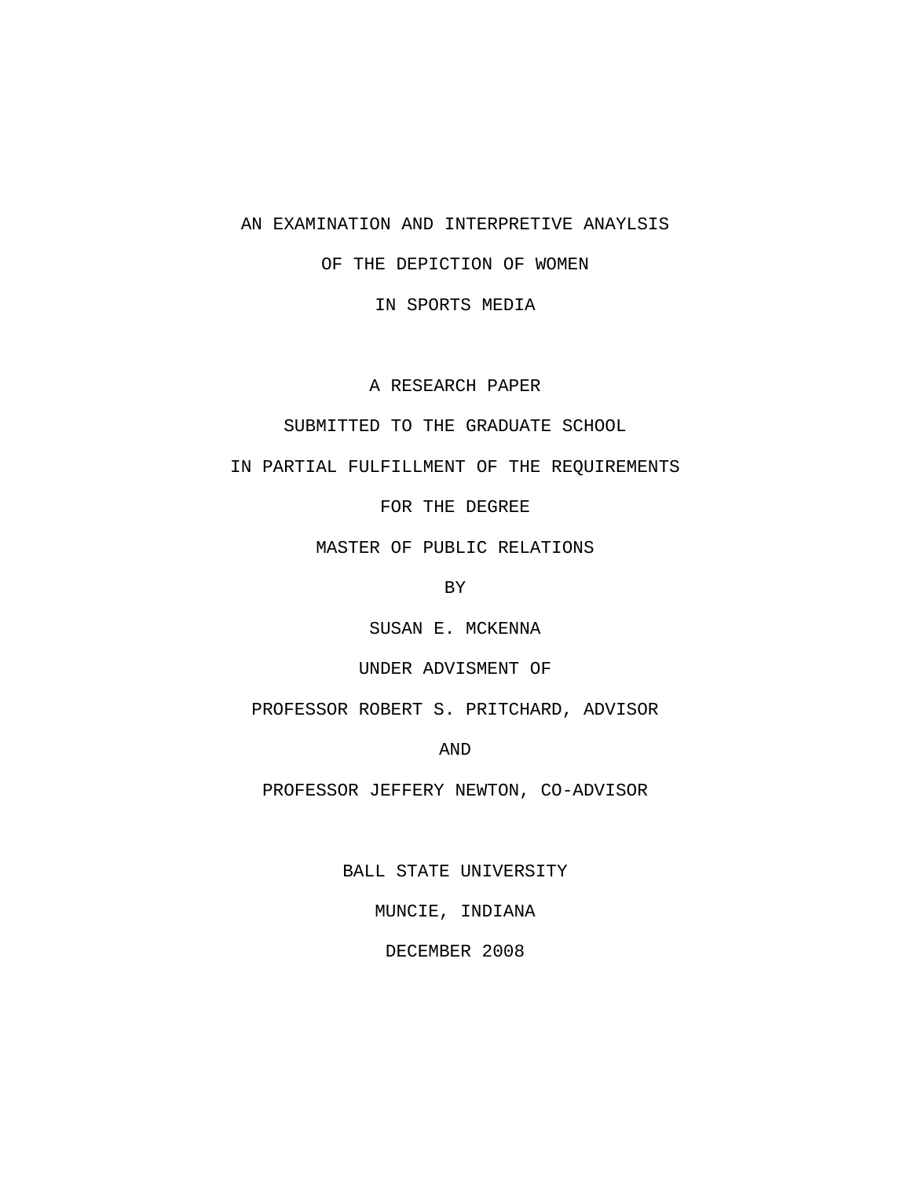# AN EXAMINATION AND INTERPRETIVE ANAYLSIS
# OF THE DEPICTION OF WOMEN
# IN SPORTS MEDIA

A RESEARCH PAPER

SUBMITTED TO THE GRADUATE SCHOOL

IN PARTIAL FULFILLMENT OF THE REQUIREMENTS

FOR THE DEGREE

MASTER OF PUBLIC RELATIONS

BY

SUSAN E. MCKENNA

UNDER ADVISMENT OF

PROFESSOR ROBERT S. PRITCHARD, ADVISOR

AND

PROFESSOR JEFFERY NEWTON, CO-ADVISOR

BALL STATE UNIVERSITY

MUNCIE, INDIANA

DECEMBER 2008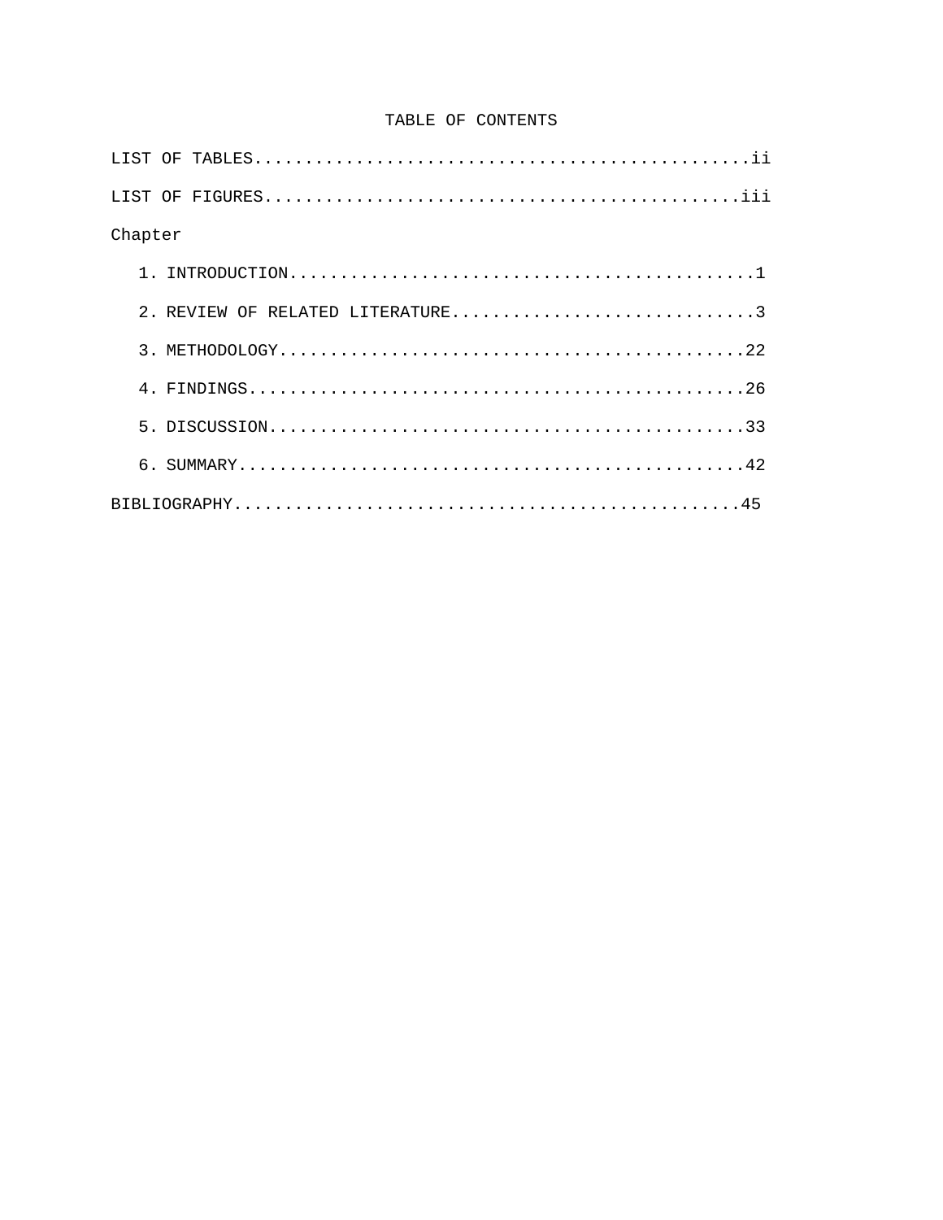# TABLE OF CONTENTS

LIST OF TABLES.................................................ii

LIST OF FIGURES...............................................iii

Chapter

1. INTRODUCTION..............................................1
2. REVIEW OF RELATED LITERATURE..............................3
3. METHODOLOGY..............................................22
4. FINDINGS.................................................26
5. DISCUSSION...............................................33
6. SUMMARY..................................................42

BIBLIOGRAPHY..................................................45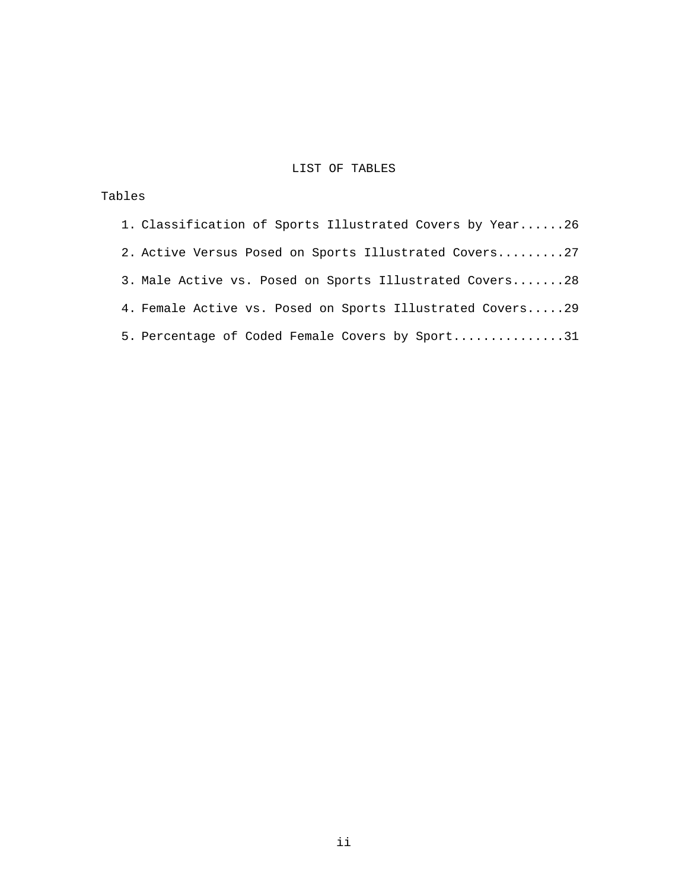# LIST OF TABLES

Tables

1. Classification of Sports Illustrated Covers by Year......26
2. Active Versus Posed on Sports Illustrated Covers.........27
3. Male Active vs. Posed on Sports Illustrated Covers.......28
4. Female Active vs. Posed on Sports Illustrated Covers.....29
5. Percentage of Coded Female Covers by Sport...............31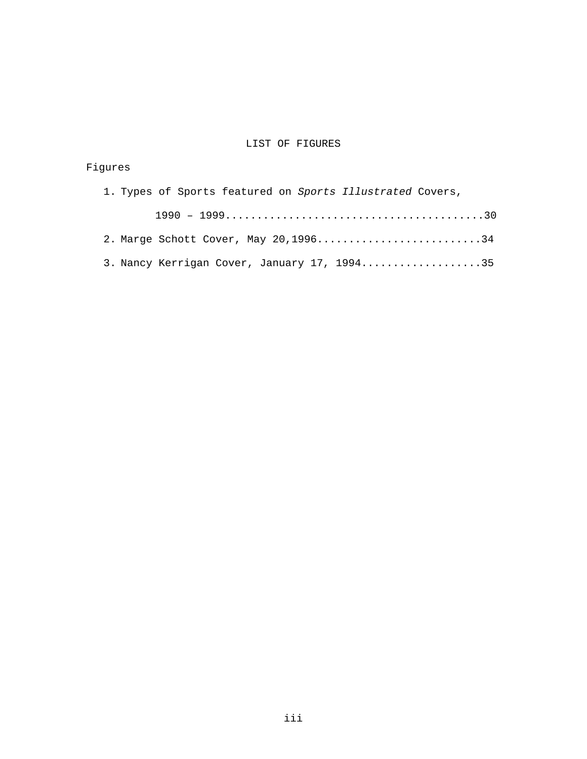# LIST OF FIGURES

Figures

1. Types of Sports featured on *Sports Illustrated* Covers, 1990 – 1999 .......................................... 30
2. Marge Schott Cover, May 20,1996 .......................... 34
3. Nancy Kerrigan Cover, January 17, 1994 ................... 35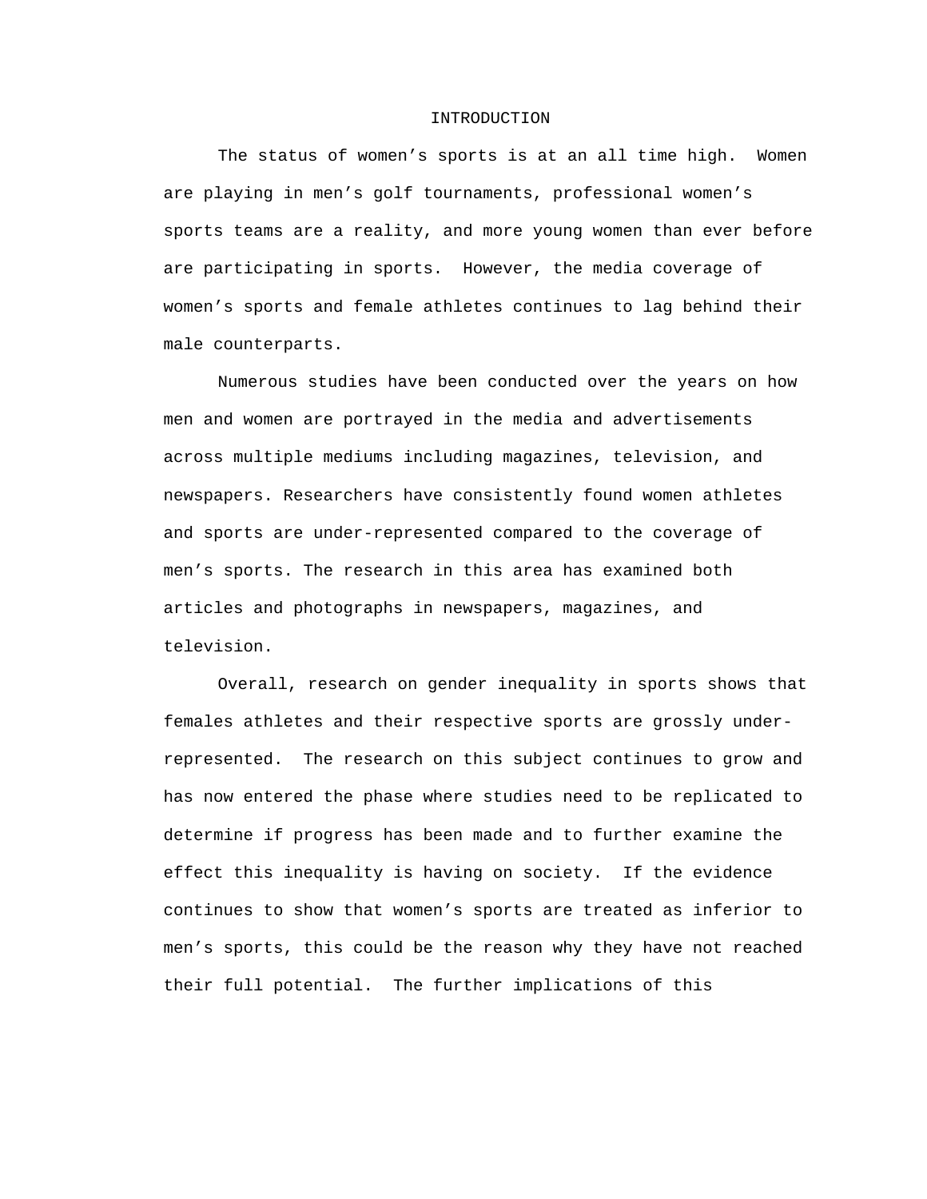# INTRODUCTION

The status of women's sports is at an all time high. Women are playing in men's golf tournaments, professional women's sports teams are a reality, and more young women than ever before are participating in sports. However, the media coverage of women's sports and female athletes continues to lag behind their male counterparts.

Numerous studies have been conducted over the years on how men and women are portrayed in the media and advertisements across multiple mediums including magazines, television, and newspapers. Researchers have consistently found women athletes and sports are under-represented compared to the coverage of men's sports. The research in this area has examined both articles and photographs in newspapers, magazines, and television.

Overall, research on gender inequality in sports shows that females athletes and their respective sports are grossly under-represented. The research on this subject continues to grow and has now entered the phase where studies need to be replicated to determine if progress has been made and to further examine the effect this inequality is having on society. If the evidence continues to show that women's sports are treated as inferior to men's sports, this could be the reason why they have not reached their full potential. The further implications of this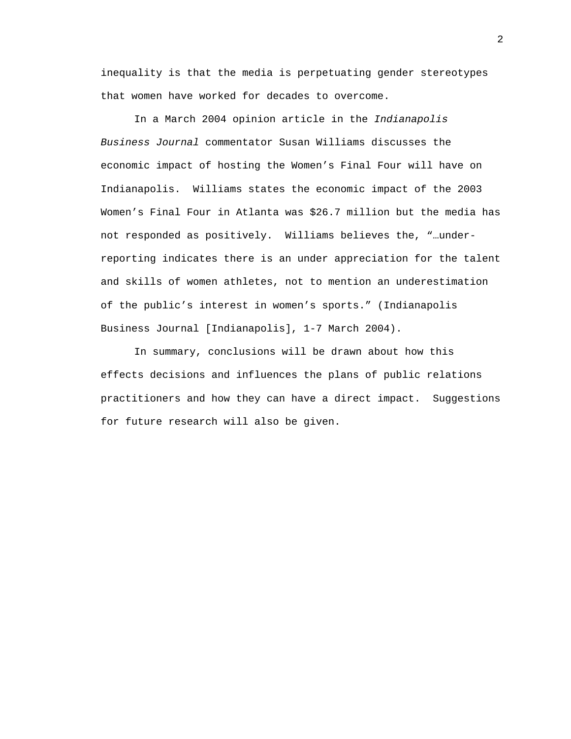inequality is that the media is perpetuating gender stereotypes that women have worked for decades to overcome.

In a March 2004 opinion article in the *Indianapolis Business Journal* commentator Susan Williams discusses the economic impact of hosting the Women's Final Four will have on Indianapolis. Williams states the economic impact of the 2003 Women's Final Four in Atlanta was $26.7 million but the media has not responded as positively. Williams believes the, "…under-reporting indicates there is an under appreciation for the talent and skills of women athletes, not to mention an underestimation of the public's interest in women's sports." (Indianapolis Business Journal [Indianapolis], 1-7 March 2004).

In summary, conclusions will be drawn about how this effects decisions and influences the plans of public relations practitioners and how they can have a direct impact. Suggestions for future research will also be given.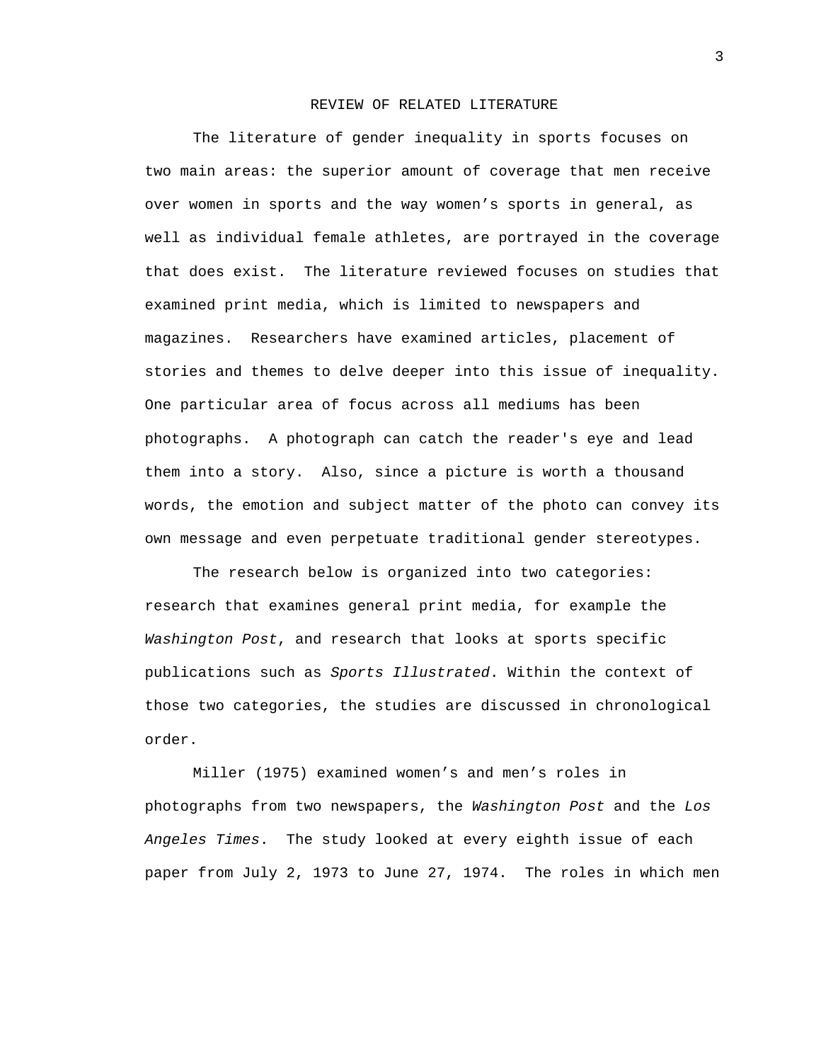## REVIEW OF RELATED LITERATURE

The literature of gender inequality in sports focuses on two main areas: the superior amount of coverage that men receive over women in sports and the way women's sports in general, as well as individual female athletes, are portrayed in the coverage that does exist. The literature reviewed focuses on studies that examined print media, which is limited to newspapers and magazines. Researchers have examined articles, placement of stories and themes to delve deeper into this issue of inequality. One particular area of focus across all mediums has been photographs. A photograph can catch the reader's eye and lead them into a story. Also, since a picture is worth a thousand words, the emotion and subject matter of the photo can convey its own message and even perpetuate traditional gender stereotypes.

The research below is organized into two categories: research that examines general print media, for example the *Washington Post*, and research that looks at sports specific publications such as *Sports Illustrated*. Within the context of those two categories, the studies are discussed in chronological order.

Miller (1975) examined women's and men's roles in photographs from two newspapers, the *Washington Post* and the *Los Angeles Times*. The study looked at every eighth issue of each paper from July 2, 1973 to June 27, 1974. The roles in which men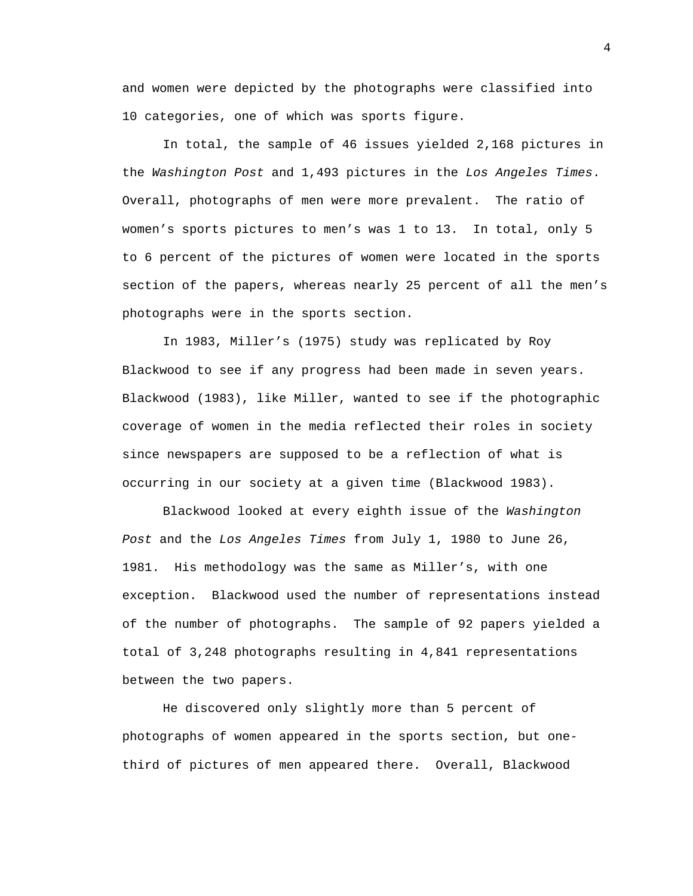and women were depicted by the photographs were classified into 10 categories, one of which was sports figure.

In total, the sample of 46 issues yielded 2,168 pictures in the *Washington Post* and 1,493 pictures in the *Los Angeles Times*. Overall, photographs of men were more prevalent. The ratio of women's sports pictures to men's was 1 to 13. In total, only 5 to 6 percent of the pictures of women were located in the sports section of the papers, whereas nearly 25 percent of all the men's photographs were in the sports section.

In 1983, Miller's (1975) study was replicated by Roy Blackwood to see if any progress had been made in seven years. Blackwood (1983), like Miller, wanted to see if the photographic coverage of women in the media reflected their roles in society since newspapers are supposed to be a reflection of what is occurring in our society at a given time (Blackwood 1983).

Blackwood looked at every eighth issue of the *Washington Post* and the *Los Angeles Times* from July 1, 1980 to June 26, 1981. His methodology was the same as Miller's, with one exception. Blackwood used the number of representations instead of the number of photographs. The sample of 92 papers yielded a total of 3,248 photographs resulting in 4,841 representations between the two papers.

He discovered only slightly more than 5 percent of photographs of women appeared in the sports section, but one-third of pictures of men appeared there. Overall, Blackwood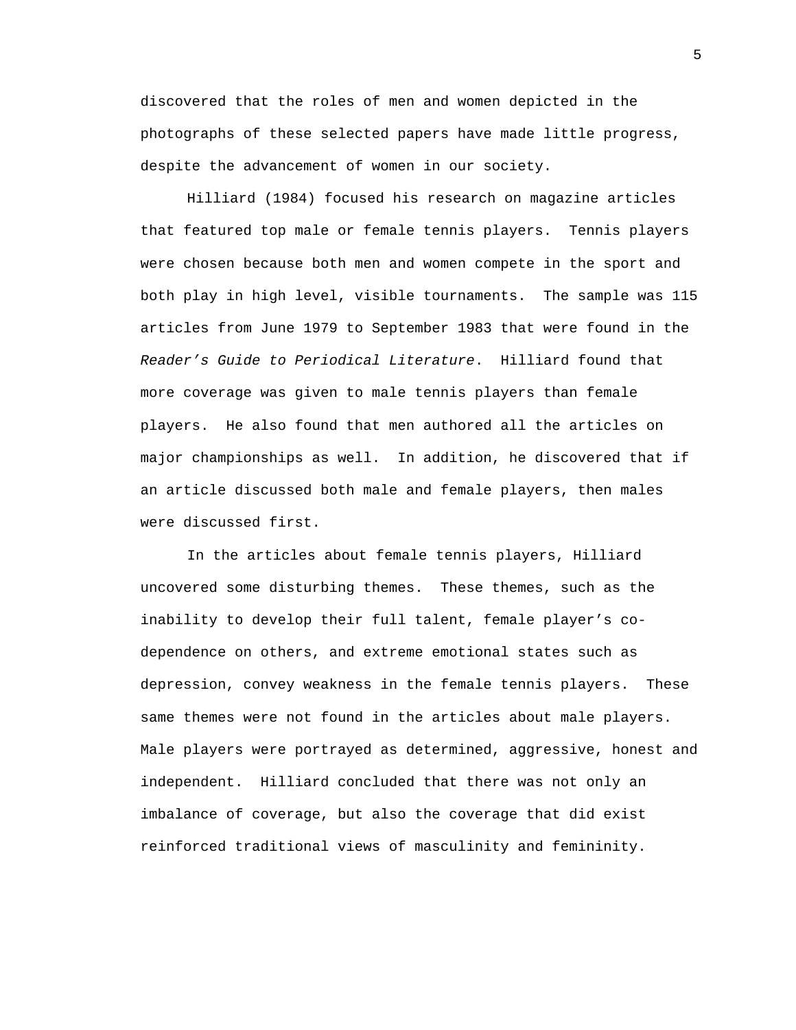discovered that the roles of men and women depicted in the photographs of these selected papers have made little progress, despite the advancement of women in our society.

Hilliard (1984) focused his research on magazine articles that featured top male or female tennis players. Tennis players were chosen because both men and women compete in the sport and both play in high level, visible tournaments. The sample was 115 articles from June 1979 to September 1983 that were found in the *Reader's Guide to Periodical Literature*. Hilliard found that more coverage was given to male tennis players than female players. He also found that men authored all the articles on major championships as well. In addition, he discovered that if an article discussed both male and female players, then males were discussed first.

In the articles about female tennis players, Hilliard uncovered some disturbing themes. These themes, such as the inability to develop their full talent, female player's co-dependence on others, and extreme emotional states such as depression, convey weakness in the female tennis players. These same themes were not found in the articles about male players. Male players were portrayed as determined, aggressive, honest and independent. Hilliard concluded that there was not only an imbalance of coverage, but also the coverage that did exist reinforced traditional views of masculinity and femininity.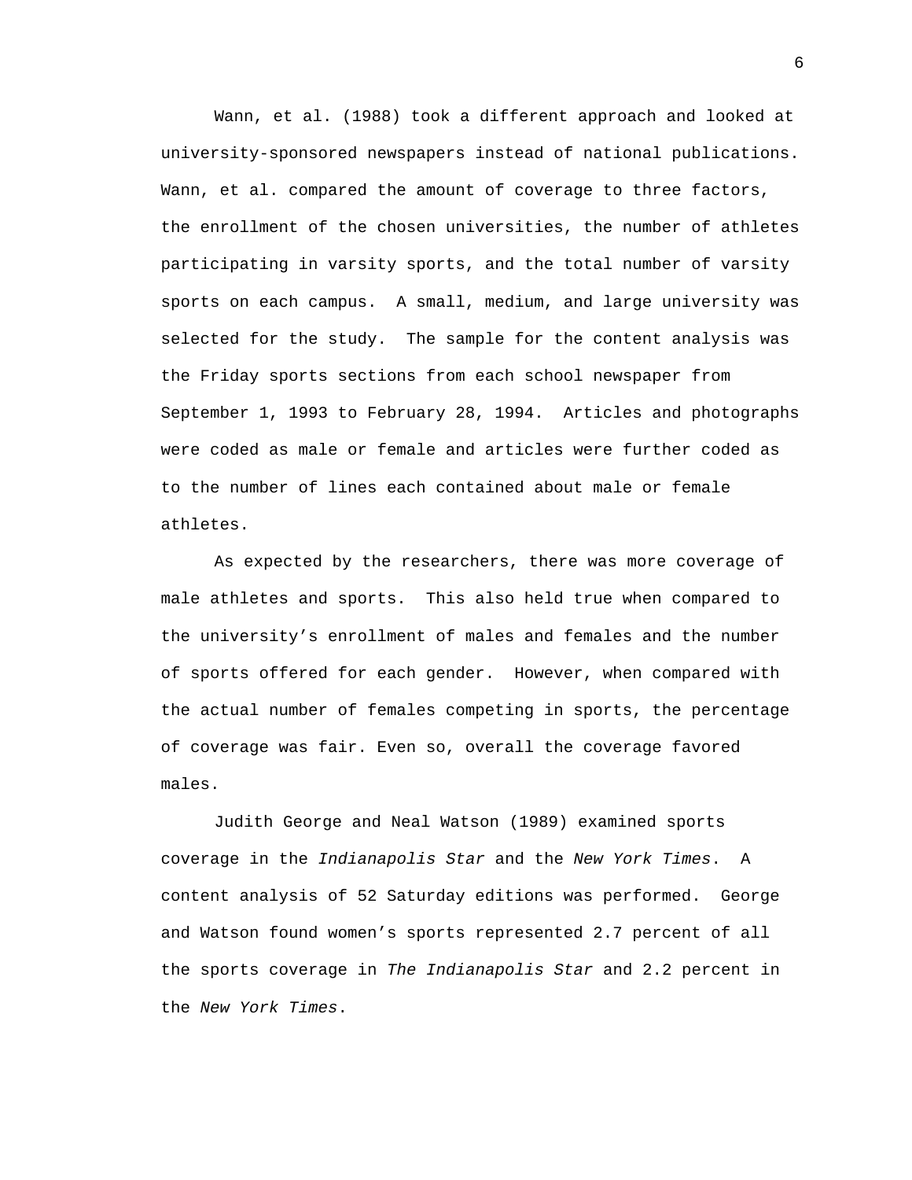Wann, et al. (1988) took a different approach and looked at university-sponsored newspapers instead of national publications. Wann, et al. compared the amount of coverage to three factors, the enrollment of the chosen universities, the number of athletes participating in varsity sports, and the total number of varsity sports on each campus. A small, medium, and large university was selected for the study. The sample for the content analysis was the Friday sports sections from each school newspaper from September 1, 1993 to February 28, 1994. Articles and photographs were coded as male or female and articles were further coded as to the number of lines each contained about male or female athletes.

As expected by the researchers, there was more coverage of male athletes and sports. This also held true when compared to the university's enrollment of males and females and the number of sports offered for each gender. However, when compared with the actual number of females competing in sports, the percentage of coverage was fair. Even so, overall the coverage favored males.

Judith George and Neal Watson (1989) examined sports coverage in the *Indianapolis Star* and the *New York Times*. A content analysis of 52 Saturday editions was performed. George and Watson found women's sports represented 2.7 percent of all the sports coverage in *The Indianapolis Star* and 2.2 percent in the *New York Times*.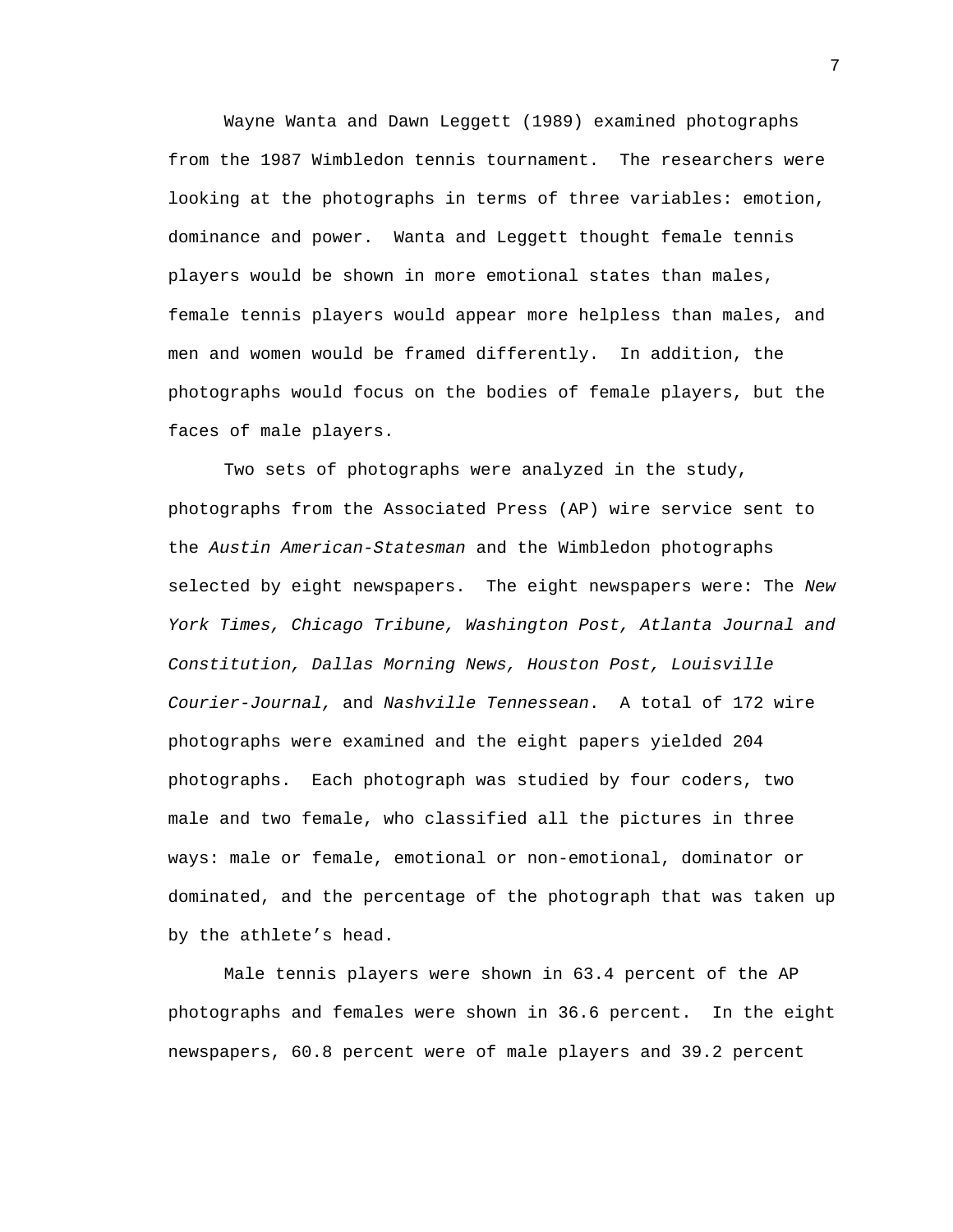Wayne Wanta and Dawn Leggett (1989) examined photographs from the 1987 Wimbledon tennis tournament. The researchers were looking at the photographs in terms of three variables: emotion, dominance and power. Wanta and Leggett thought female tennis players would be shown in more emotional states than males, female tennis players would appear more helpless than males, and men and women would be framed differently. In addition, the photographs would focus on the bodies of female players, but the faces of male players.

Two sets of photographs were analyzed in the study, photographs from the Associated Press (AP) wire service sent to the *Austin American-Statesman* and the Wimbledon photographs selected by eight newspapers. The eight newspapers were: The *New York Times, Chicago Tribune, Washington Post, Atlanta Journal and Constitution, Dallas Morning News, Houston Post, Louisville Courier-Journal,* and *Nashville Tennessean*. A total of 172 wire photographs were examined and the eight papers yielded 204 photographs. Each photograph was studied by four coders, two male and two female, who classified all the pictures in three ways: male or female, emotional or non-emotional, dominator or dominated, and the percentage of the photograph that was taken up by the athlete's head.

Male tennis players were shown in 63.4 percent of the AP photographs and females were shown in 36.6 percent. In the eight newspapers, 60.8 percent were of male players and 39.2 percent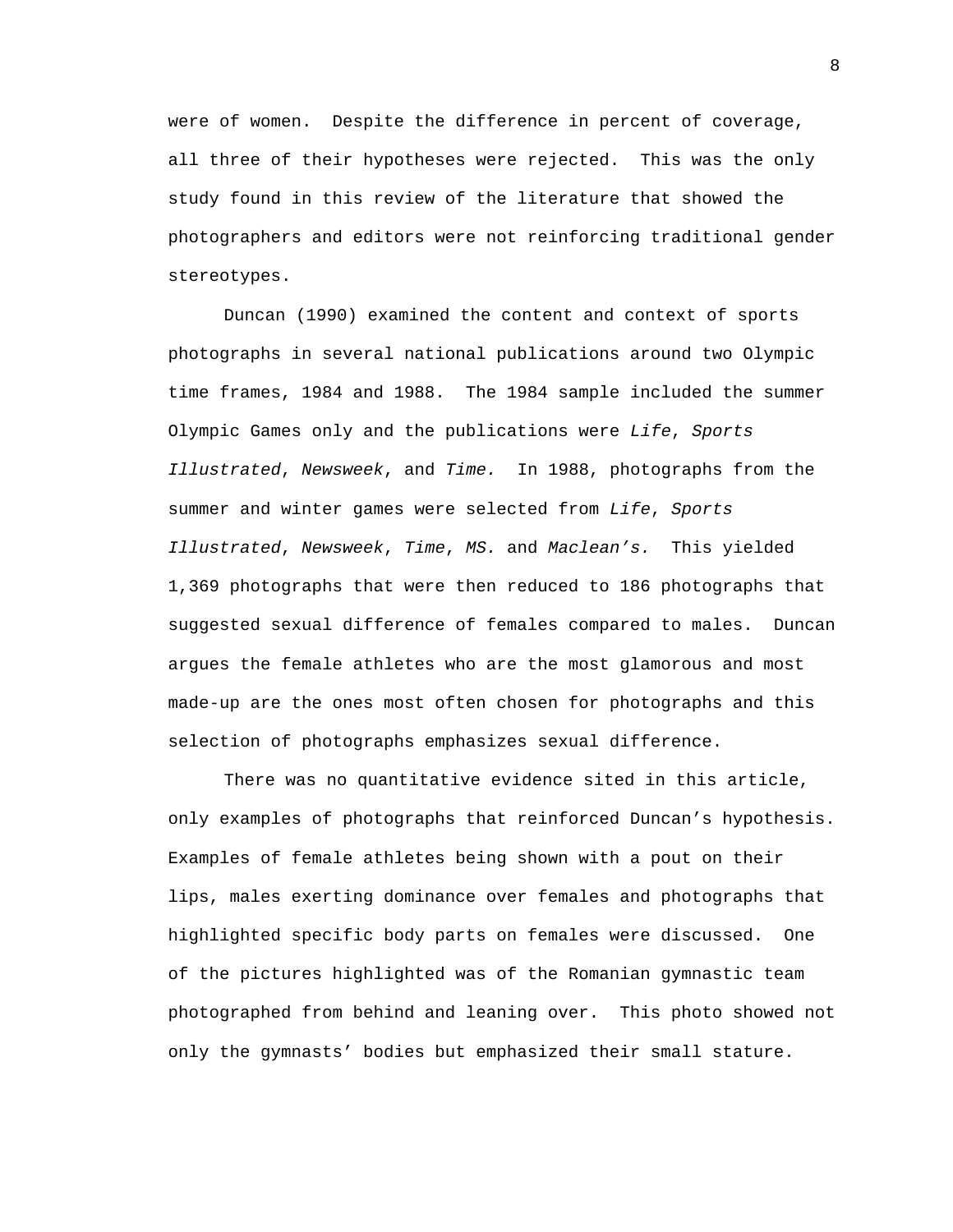were of women.  Despite the difference in percent of coverage, all three of their hypotheses were rejected.  This was the only study found in this review of the literature that showed the photographers and editors were not reinforcing traditional gender stereotypes.

Duncan (1990) examined the content and context of sports photographs in several national publications around two Olympic time frames, 1984 and 1988.  The 1984 sample included the summer Olympic Games only and the publications were *Life*, *Sports Illustrated*, *Newsweek*, and *Time.*  In 1988, photographs from the summer and winter games were selected from *Life*, *Sports Illustrated*, *Newsweek*, *Time*, *MS.* and *Maclean's.*  This yielded 1,369 photographs that were then reduced to 186 photographs that suggested sexual difference of females compared to males.  Duncan argues the female athletes who are the most glamorous and most made-up are the ones most often chosen for photographs and this selection of photographs emphasizes sexual difference.

There was no quantitative evidence sited in this article, only examples of photographs that reinforced Duncan's hypothesis.  Examples of female athletes being shown with a pout on their lips, males exerting dominance over females and photographs that highlighted specific body parts on females were discussed.  One of the pictures highlighted was of the Romanian gymnastic team photographed from behind and leaning over.  This photo showed not only the gymnasts' bodies but emphasized their small stature.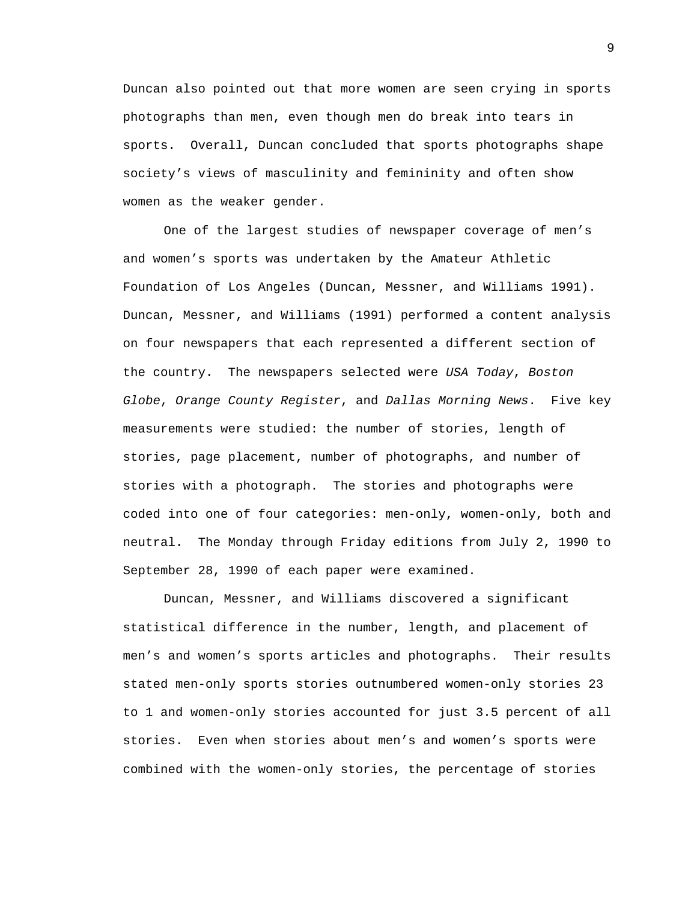Duncan also pointed out that more women are seen crying in sports photographs than men, even though men do break into tears in sports. Overall, Duncan concluded that sports photographs shape society's views of masculinity and femininity and often show women as the weaker gender.

One of the largest studies of newspaper coverage of men's and women's sports was undertaken by the Amateur Athletic Foundation of Los Angeles (Duncan, Messner, and Williams 1991). Duncan, Messner, and Williams (1991) performed a content analysis on four newspapers that each represented a different section of the country. The newspapers selected were *USA Today*, *Boston Globe*, *Orange County Register*, and *Dallas Morning News*. Five key measurements were studied: the number of stories, length of stories, page placement, number of photographs, and number of stories with a photograph. The stories and photographs were coded into one of four categories: men-only, women-only, both and neutral. The Monday through Friday editions from July 2, 1990 to September 28, 1990 of each paper were examined.

Duncan, Messner, and Williams discovered a significant statistical difference in the number, length, and placement of men's and women's sports articles and photographs. Their results stated men-only sports stories outnumbered women-only stories 23 to 1 and women-only stories accounted for just 3.5 percent of all stories. Even when stories about men's and women's sports were combined with the women-only stories, the percentage of stories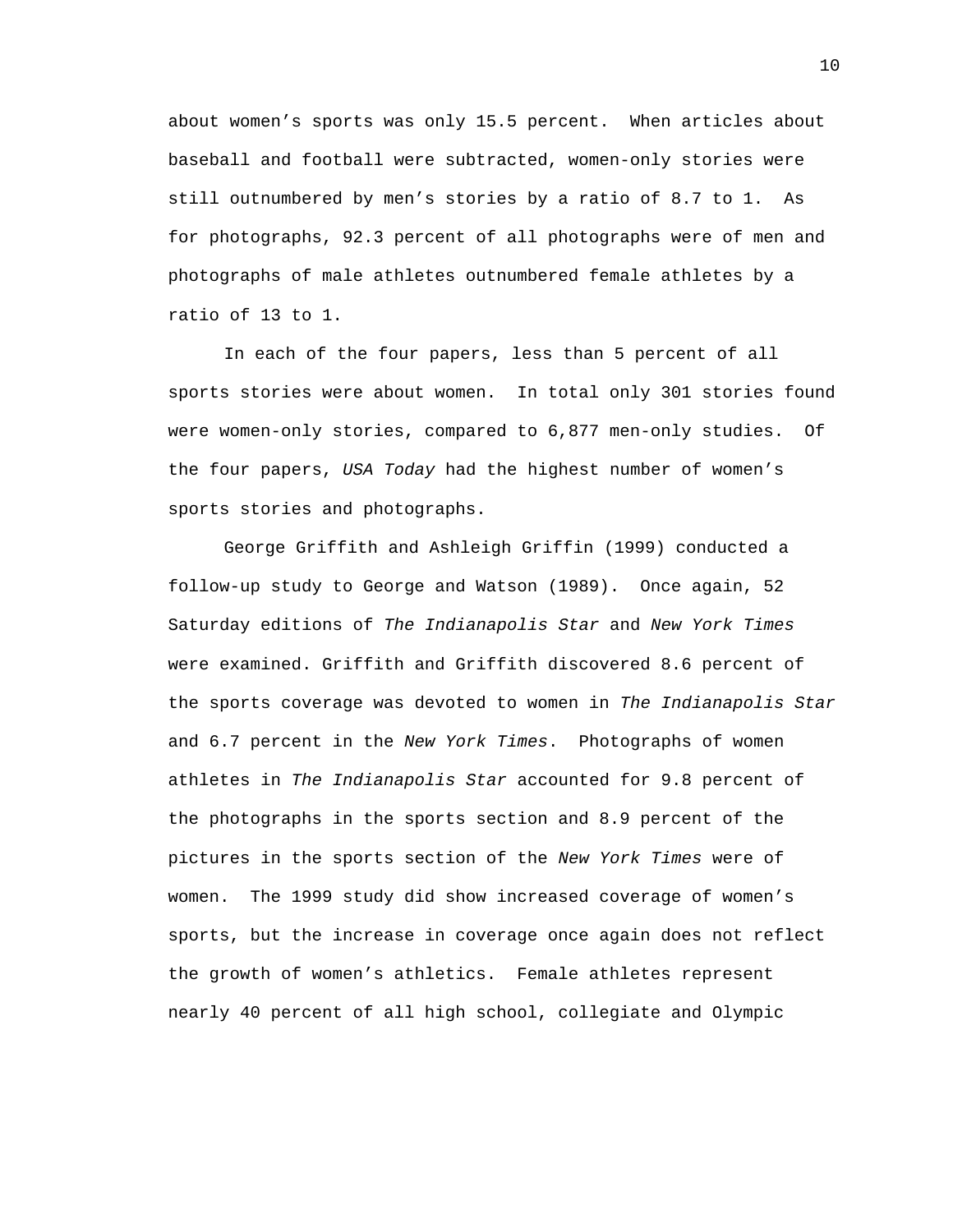about women's sports was only 15.5 percent. When articles about baseball and football were subtracted, women-only stories were still outnumbered by men's stories by a ratio of 8.7 to 1. As for photographs, 92.3 percent of all photographs were of men and photographs of male athletes outnumbered female athletes by a ratio of 13 to 1.

In each of the four papers, less than 5 percent of all sports stories were about women. In total only 301 stories found were women-only stories, compared to 6,877 men-only studies. Of the four papers, *USA Today* had the highest number of women's sports stories and photographs.

George Griffith and Ashleigh Griffin (1999) conducted a follow-up study to George and Watson (1989). Once again, 52 Saturday editions of *The Indianapolis Star* and *New York Times* were examined. Griffith and Griffith discovered 8.6 percent of the sports coverage was devoted to women in *The Indianapolis Star* and 6.7 percent in the *New York Times*. Photographs of women athletes in *The Indianapolis Star* accounted for 9.8 percent of the photographs in the sports section and 8.9 percent of the pictures in the sports section of the *New York Times* were of women. The 1999 study did show increased coverage of women's sports, but the increase in coverage once again does not reflect the growth of women's athletics. Female athletes represent nearly 40 percent of all high school, collegiate and Olympic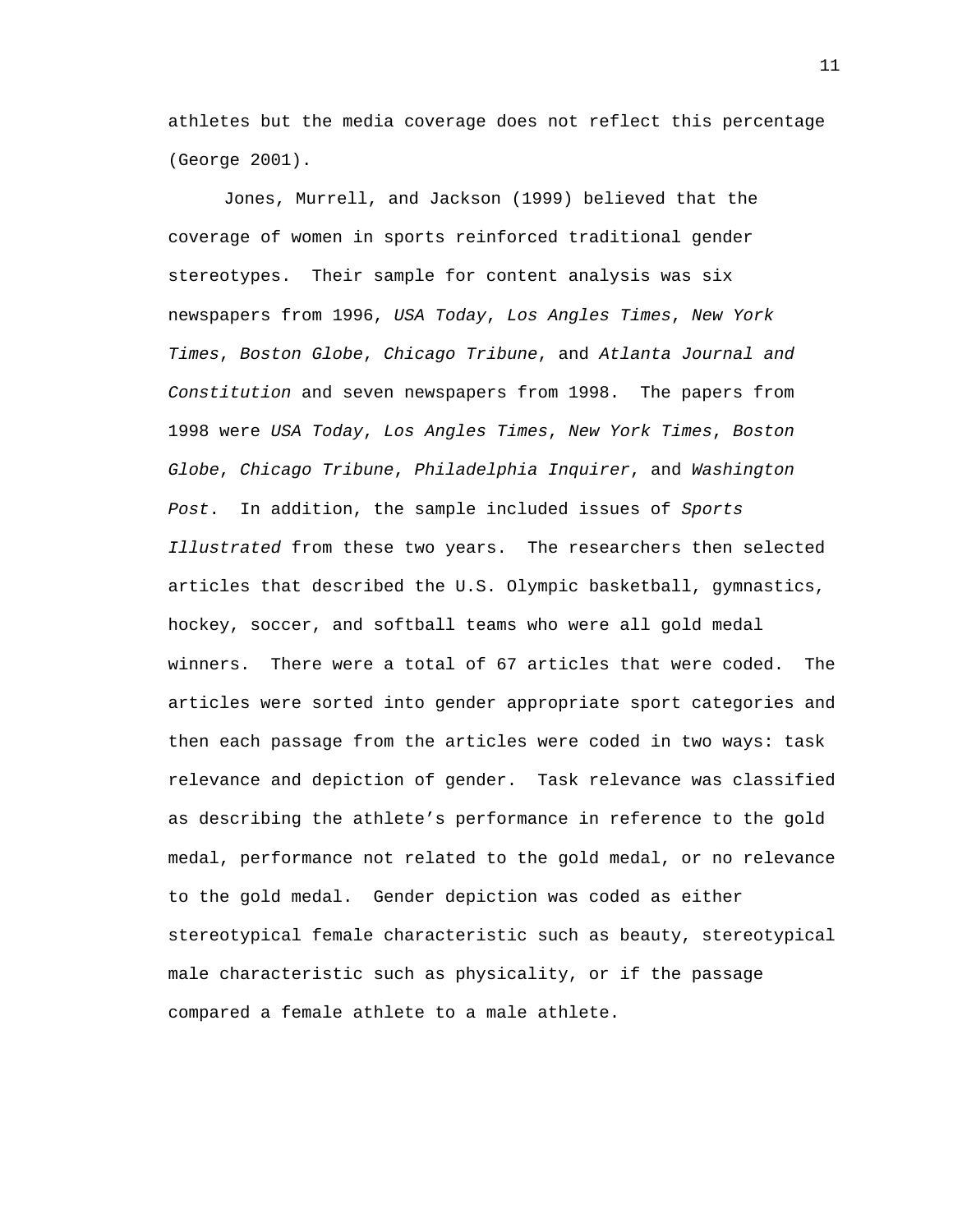athletes but the media coverage does not reflect this percentage (George 2001).

Jones, Murrell, and Jackson (1999) believed that the coverage of women in sports reinforced traditional gender stereotypes. Their sample for content analysis was six newspapers from 1996, *USA Today*, *Los Angles Times*, *New York Times*, *Boston Globe*, *Chicago Tribune*, and *Atlanta Journal and Constitution* and seven newspapers from 1998. The papers from 1998 were *USA Today*, *Los Angles Times*, *New York Times*, *Boston Globe*, *Chicago Tribune*, *Philadelphia Inquirer*, and *Washington Post*. In addition, the sample included issues of *Sports Illustrated* from these two years. The researchers then selected articles that described the U.S. Olympic basketball, gymnastics, hockey, soccer, and softball teams who were all gold medal winners. There were a total of 67 articles that were coded. The articles were sorted into gender appropriate sport categories and then each passage from the articles were coded in two ways: task relevance and depiction of gender. Task relevance was classified as describing the athlete's performance in reference to the gold medal, performance not related to the gold medal, or no relevance to the gold medal. Gender depiction was coded as either stereotypical female characteristic such as beauty, stereotypical male characteristic such as physicality, or if the passage compared a female athlete to a male athlete.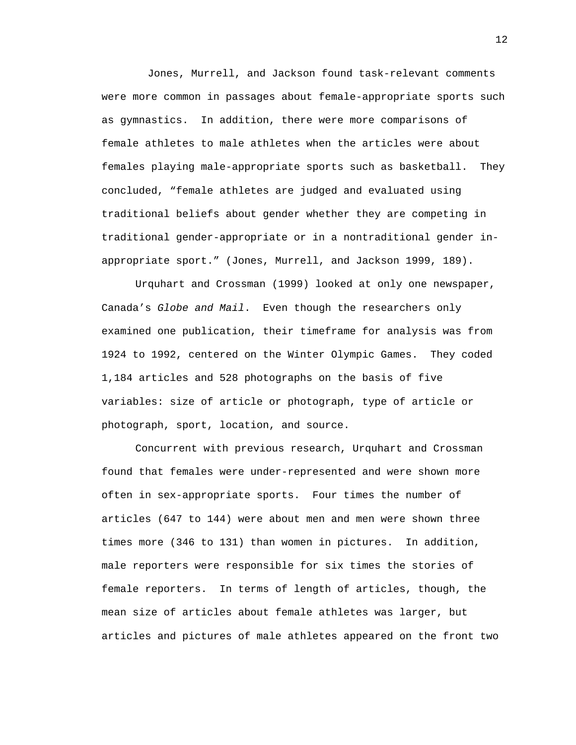Jones, Murrell, and Jackson found task-relevant comments were more common in passages about female-appropriate sports such as gymnastics.  In addition, there were more comparisons of female athletes to male athletes when the articles were about females playing male-appropriate sports such as basketball.  They concluded, “female athletes are judged and evaluated using traditional beliefs about gender whether they are competing in traditional gender-appropriate or in a nontraditional gender in-appropriate sport.” (Jones, Murrell, and Jackson 1999, 189).

Urquhart and Crossman (1999) looked at only one newspaper, Canada’s *Globe and Mail*.  Even though the researchers only examined one publication, their timeframe for analysis was from 1924 to 1992, centered on the Winter Olympic Games.  They coded 1,184 articles and 528 photographs on the basis of five variables: size of article or photograph, type of article or photograph, sport, location, and source.

Concurrent with previous research, Urquhart and Crossman found that females were under-represented and were shown more often in sex-appropriate sports.  Four times the number of articles (647 to 144) were about men and men were shown three times more (346 to 131) than women in pictures.  In addition, male reporters were responsible for six times the stories of female reporters.  In terms of length of articles, though, the mean size of articles about female athletes was larger, but articles and pictures of male athletes appeared on the front two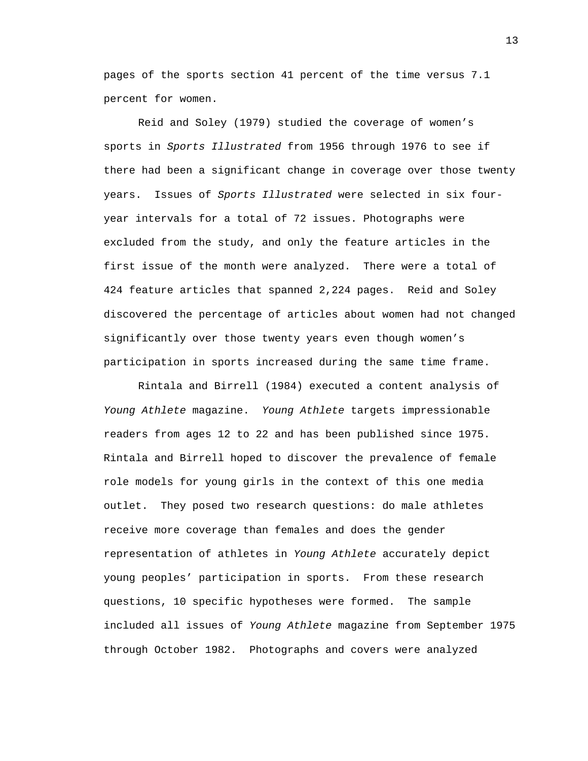pages of the sports section 41 percent of the time versus 7.1 percent for women.

Reid and Soley (1979) studied the coverage of women's sports in *Sports Illustrated* from 1956 through 1976 to see if there had been a significant change in coverage over those twenty years. Issues of *Sports Illustrated* were selected in six four-year intervals for a total of 72 issues. Photographs were excluded from the study, and only the feature articles in the first issue of the month were analyzed. There were a total of 424 feature articles that spanned 2,224 pages. Reid and Soley discovered the percentage of articles about women had not changed significantly over those twenty years even though women's participation in sports increased during the same time frame.

Rintala and Birrell (1984) executed a content analysis of *Young Athlete* magazine. *Young Athlete* targets impressionable readers from ages 12 to 22 and has been published since 1975. Rintala and Birrell hoped to discover the prevalence of female role models for young girls in the context of this one media outlet. They posed two research questions: do male athletes receive more coverage than females and does the gender representation of athletes in *Young Athlete* accurately depict young peoples' participation in sports. From these research questions, 10 specific hypotheses were formed. The sample included all issues of *Young Athlete* magazine from September 1975 through October 1982. Photographs and covers were analyzed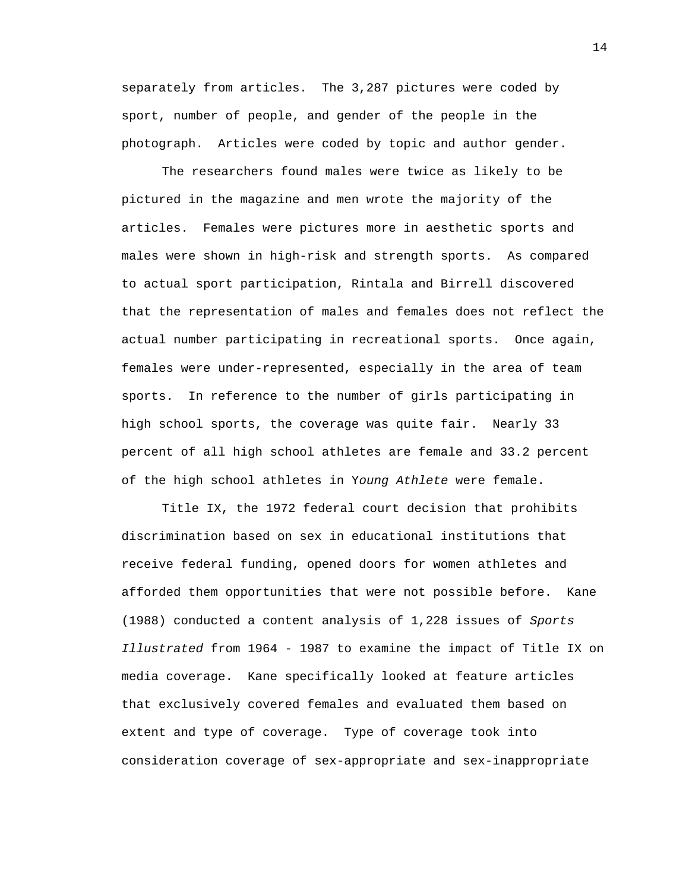separately from articles. The 3,287 pictures were coded by sport, number of people, and gender of the people in the photograph. Articles were coded by topic and author gender.

The researchers found males were twice as likely to be pictured in the magazine and men wrote the majority of the articles. Females were pictures more in aesthetic sports and males were shown in high-risk and strength sports. As compared to actual sport participation, Rintala and Birrell discovered that the representation of males and females does not reflect the actual number participating in recreational sports. Once again, females were under-represented, especially in the area of team sports. In reference to the number of girls participating in high school sports, the coverage was quite fair. Nearly 33 percent of all high school athletes are female and 33.2 percent of the high school athletes in Y*oung Athlete* were female.

Title IX, the 1972 federal court decision that prohibits discrimination based on sex in educational institutions that receive federal funding, opened doors for women athletes and afforded them opportunities that were not possible before. Kane (1988) conducted a content analysis of 1,228 issues of *Sports Illustrated* from 1964 - 1987 to examine the impact of Title IX on media coverage. Kane specifically looked at feature articles that exclusively covered females and evaluated them based on extent and type of coverage. Type of coverage took into consideration coverage of sex-appropriate and sex-inappropriate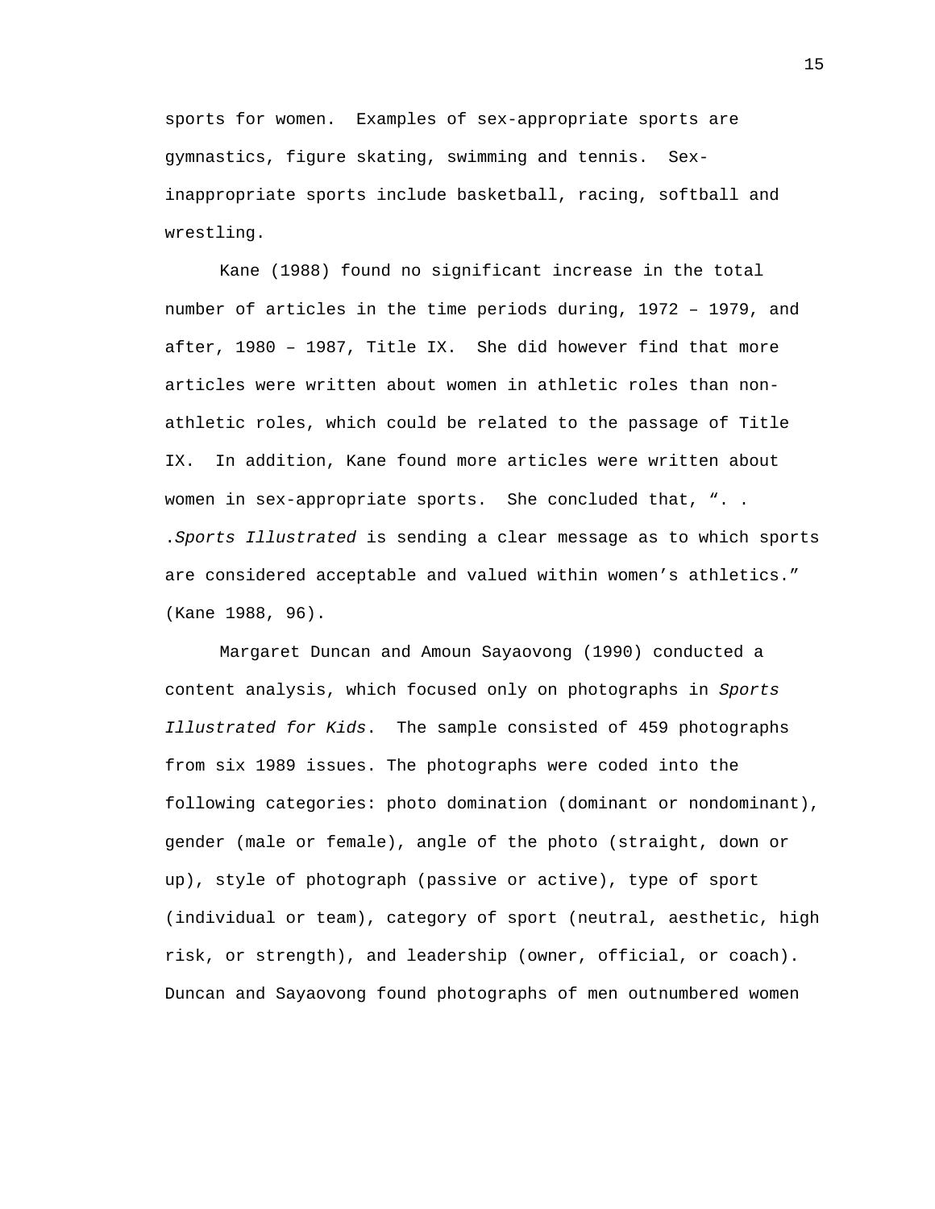sports for women. Examples of sex-appropriate sports are gymnastics, figure skating, swimming and tennis. Sex-inappropriate sports include basketball, racing, softball and wrestling.

Kane (1988) found no significant increase in the total number of articles in the time periods during, 1972 – 1979, and after, 1980 – 1987, Title IX. She did however find that more articles were written about women in athletic roles than non-athletic roles, which could be related to the passage of Title IX. In addition, Kane found more articles were written about women in sex-appropriate sports. She concluded that, ". . .*Sports Illustrated* is sending a clear message as to which sports are considered acceptable and valued within women's athletics." (Kane 1988, 96).

Margaret Duncan and Amoun Sayaovong (1990) conducted a content analysis, which focused only on photographs in *Sports Illustrated for Kids*. The sample consisted of 459 photographs from six 1989 issues. The photographs were coded into the following categories: photo domination (dominant or nondominant), gender (male or female), angle of the photo (straight, down or up), style of photograph (passive or active), type of sport (individual or team), category of sport (neutral, aesthetic, high risk, or strength), and leadership (owner, official, or coach). Duncan and Sayaovong found photographs of men outnumbered women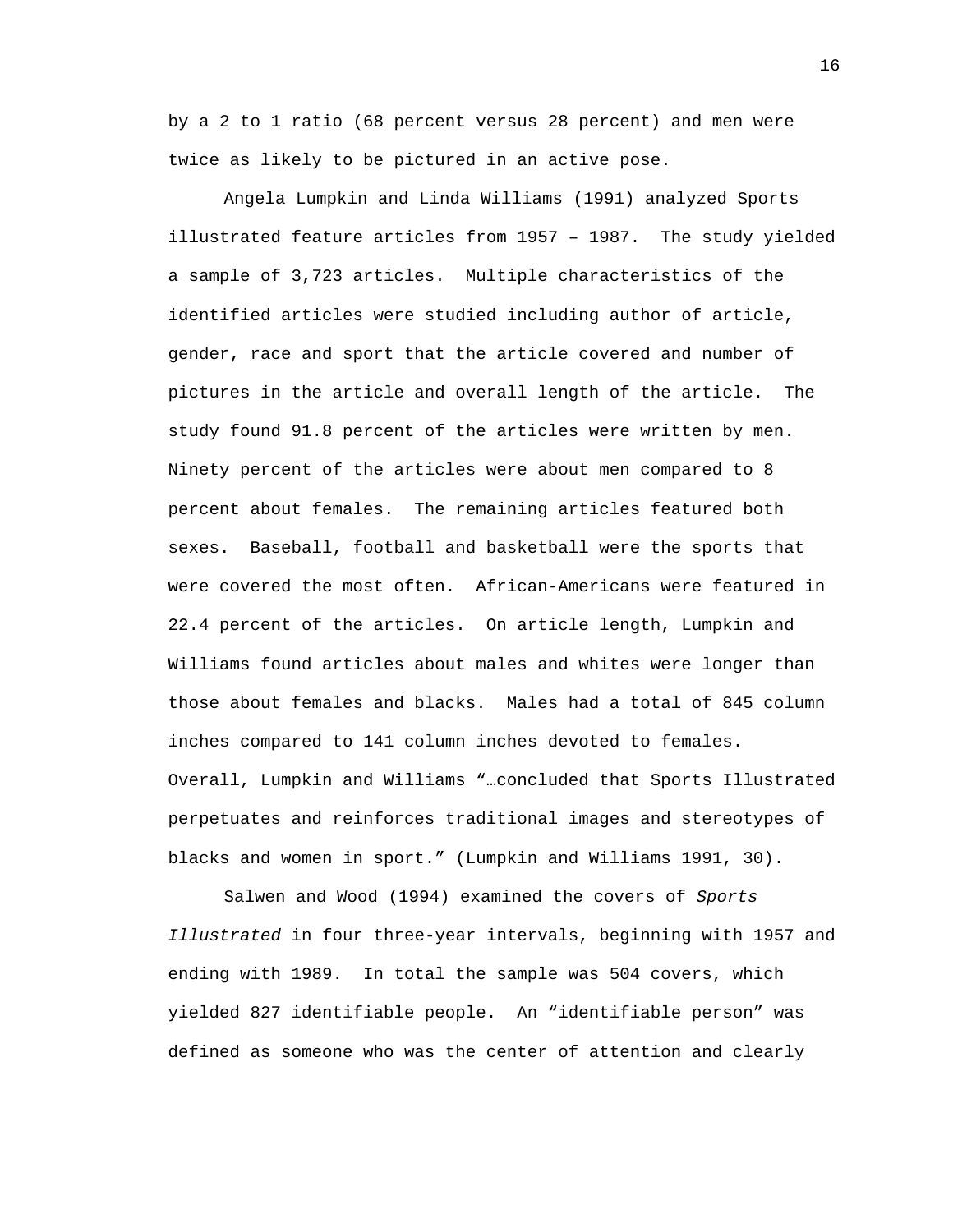by a 2 to 1 ratio (68 percent versus 28 percent) and men were twice as likely to be pictured in an active pose.

Angela Lumpkin and Linda Williams (1991) analyzed Sports illustrated feature articles from 1957 – 1987. The study yielded a sample of 3,723 articles. Multiple characteristics of the identified articles were studied including author of article, gender, race and sport that the article covered and number of pictures in the article and overall length of the article. The study found 91.8 percent of the articles were written by men. Ninety percent of the articles were about men compared to 8 percent about females. The remaining articles featured both sexes. Baseball, football and basketball were the sports that were covered the most often. African-Americans were featured in 22.4 percent of the articles. On article length, Lumpkin and Williams found articles about males and whites were longer than those about females and blacks. Males had a total of 845 column inches compared to 141 column inches devoted to females. Overall, Lumpkin and Williams "…concluded that Sports Illustrated perpetuates and reinforces traditional images and stereotypes of blacks and women in sport." (Lumpkin and Williams 1991, 30).

Salwen and Wood (1994) examined the covers of *Sports Illustrated* in four three-year intervals, beginning with 1957 and ending with 1989. In total the sample was 504 covers, which yielded 827 identifiable people. An "identifiable person" was defined as someone who was the center of attention and clearly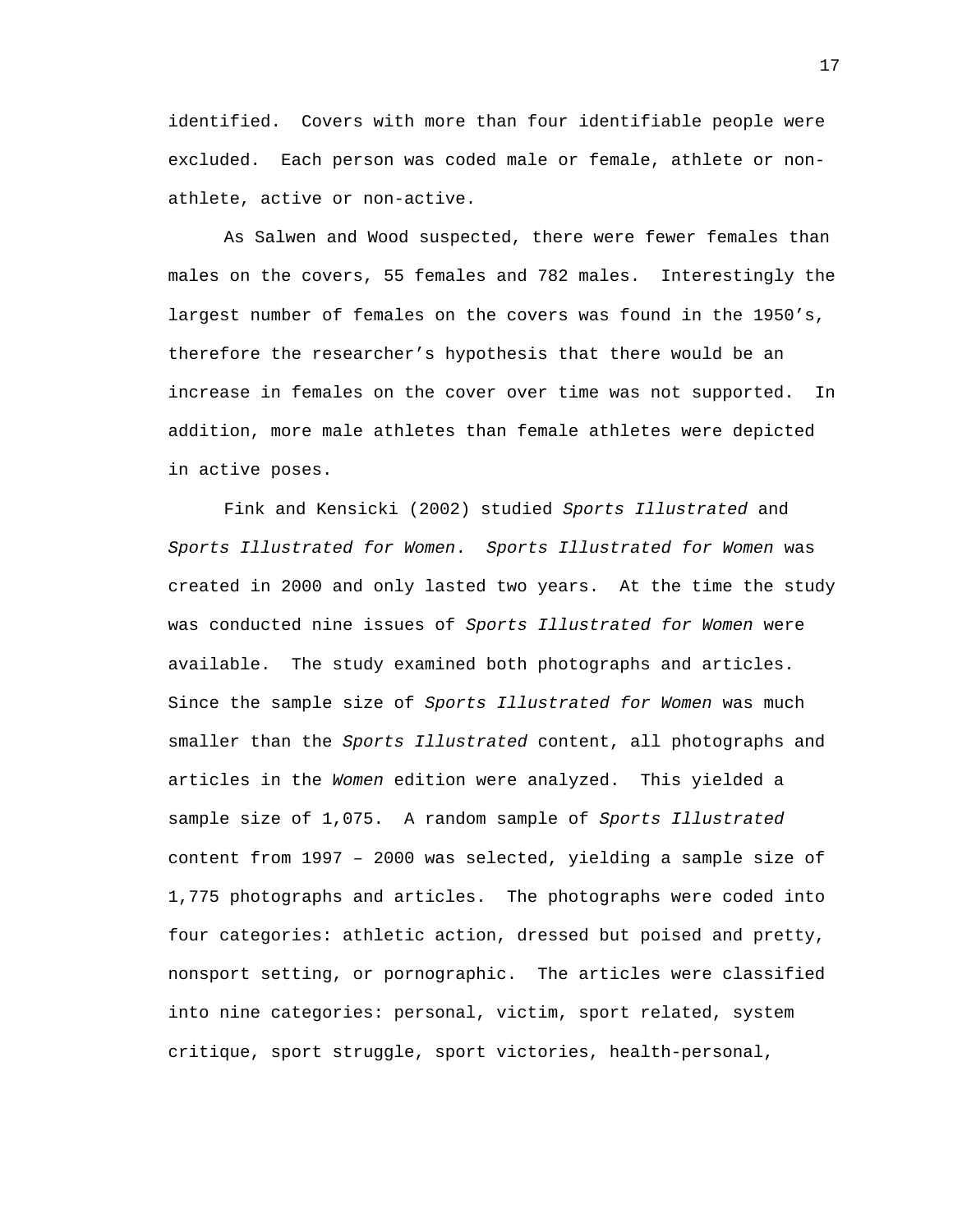identified. Covers with more than four identifiable people were excluded. Each person was coded male or female, athlete or non-athlete, active or non-active.

As Salwen and Wood suspected, there were fewer females than males on the covers, 55 females and 782 males. Interestingly the largest number of females on the covers was found in the 1950's, therefore the researcher's hypothesis that there would be an increase in females on the cover over time was not supported. In addition, more male athletes than female athletes were depicted in active poses.

Fink and Kensicki (2002) studied *Sports Illustrated* and *Sports Illustrated for Women*. *Sports Illustrated for Women* was created in 2000 and only lasted two years. At the time the study was conducted nine issues of *Sports Illustrated for Women* were available. The study examined both photographs and articles. Since the sample size of *Sports Illustrated for Women* was much smaller than the *Sports Illustrated* content, all photographs and articles in the *Women* edition were analyzed. This yielded a sample size of 1,075. A random sample of *Sports Illustrated* content from 1997 – 2000 was selected, yielding a sample size of 1,775 photographs and articles. The photographs were coded into four categories: athletic action, dressed but poised and pretty, nonsport setting, or pornographic. The articles were classified into nine categories: personal, victim, sport related, system critique, sport struggle, sport victories, health-personal,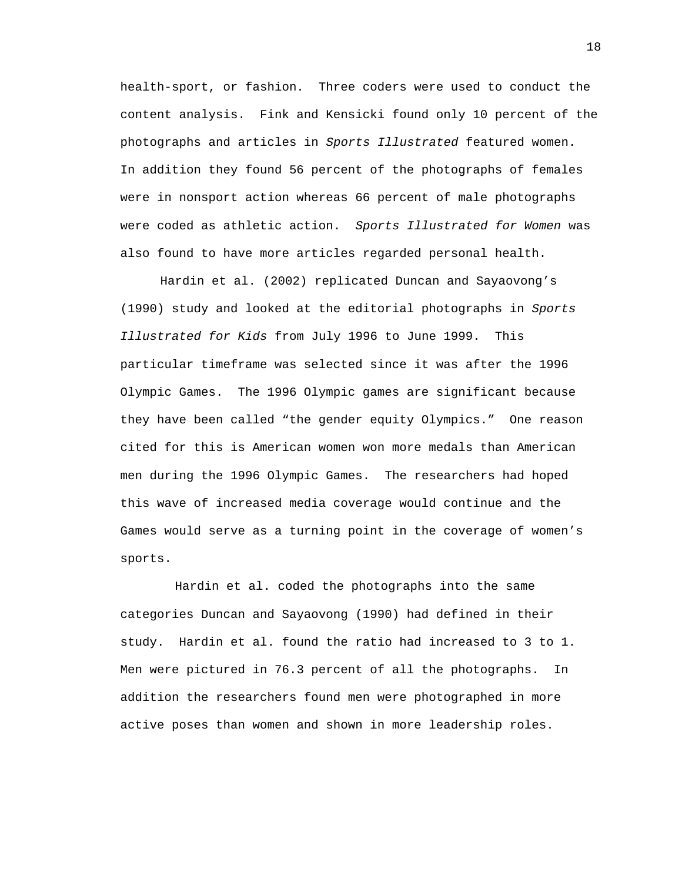health-sport, or fashion. Three coders were used to conduct the content analysis. Fink and Kensicki found only 10 percent of the photographs and articles in *Sports Illustrated* featured women. In addition they found 56 percent of the photographs of females were in nonsport action whereas 66 percent of male photographs were coded as athletic action. *Sports Illustrated for Women* was also found to have more articles regarded personal health.

Hardin et al. (2002) replicated Duncan and Sayaovong's (1990) study and looked at the editorial photographs in *Sports Illustrated for Kids* from July 1996 to June 1999. This particular timeframe was selected since it was after the 1996 Olympic Games. The 1996 Olympic games are significant because they have been called "the gender equity Olympics." One reason cited for this is American women won more medals than American men during the 1996 Olympic Games. The researchers had hoped this wave of increased media coverage would continue and the Games would serve as a turning point in the coverage of women's sports.

Hardin et al. coded the photographs into the same categories Duncan and Sayaovong (1990) had defined in their study. Hardin et al. found the ratio had increased to 3 to 1. Men were pictured in 76.3 percent of all the photographs. In addition the researchers found men were photographed in more active poses than women and shown in more leadership roles.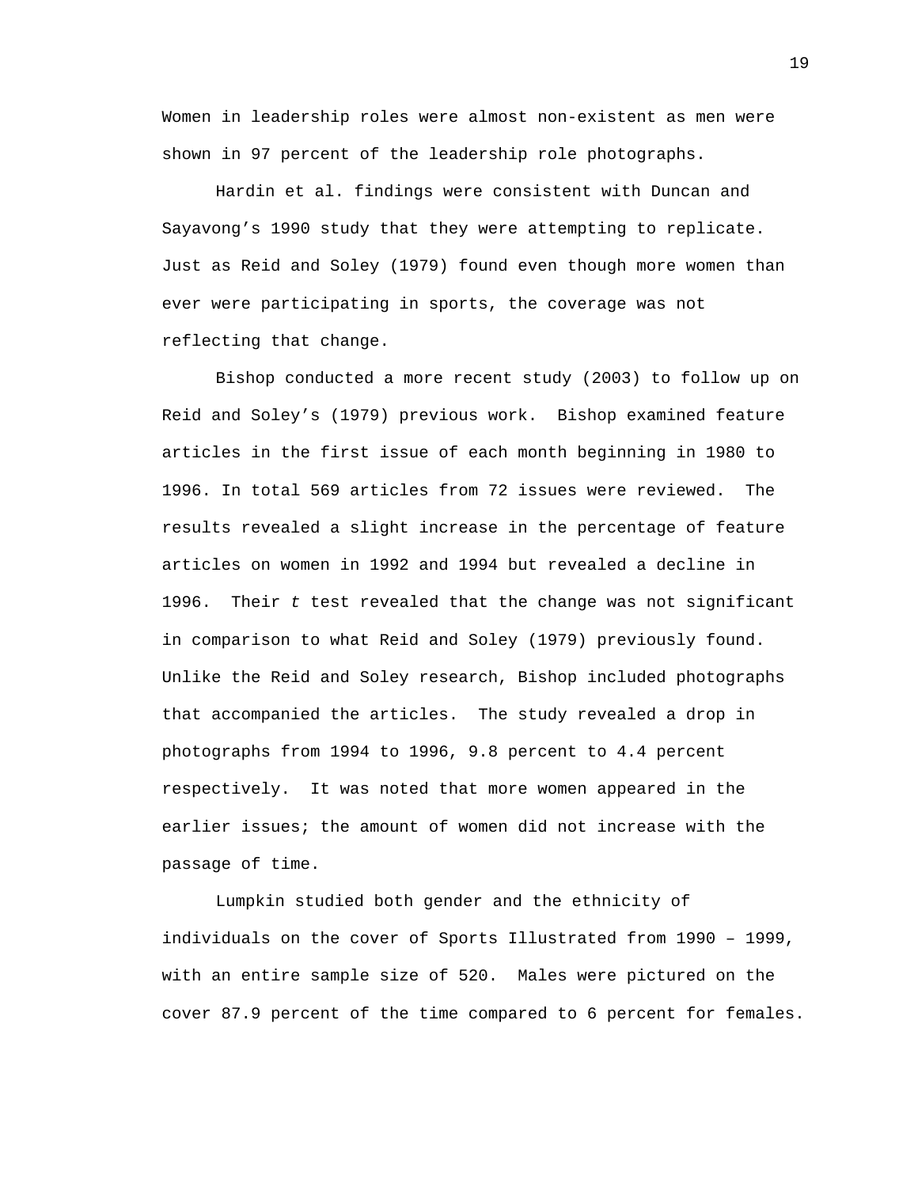Women in leadership roles were almost non-existent as men were shown in 97 percent of the leadership role photographs.

Hardin et al. findings were consistent with Duncan and Sayavong's 1990 study that they were attempting to replicate. Just as Reid and Soley (1979) found even though more women than ever were participating in sports, the coverage was not reflecting that change.

Bishop conducted a more recent study (2003) to follow up on Reid and Soley's (1979) previous work. Bishop examined feature articles in the first issue of each month beginning in 1980 to 1996. In total 569 articles from 72 issues were reviewed. The results revealed a slight increase in the percentage of feature articles on women in 1992 and 1994 but revealed a decline in 1996. Their *t* test revealed that the change was not significant in comparison to what Reid and Soley (1979) previously found. Unlike the Reid and Soley research, Bishop included photographs that accompanied the articles. The study revealed a drop in photographs from 1994 to 1996, 9.8 percent to 4.4 percent respectively. It was noted that more women appeared in the earlier issues; the amount of women did not increase with the passage of time.

Lumpkin studied both gender and the ethnicity of individuals on the cover of Sports Illustrated from 1990 – 1999, with an entire sample size of 520. Males were pictured on the cover 87.9 percent of the time compared to 6 percent for females.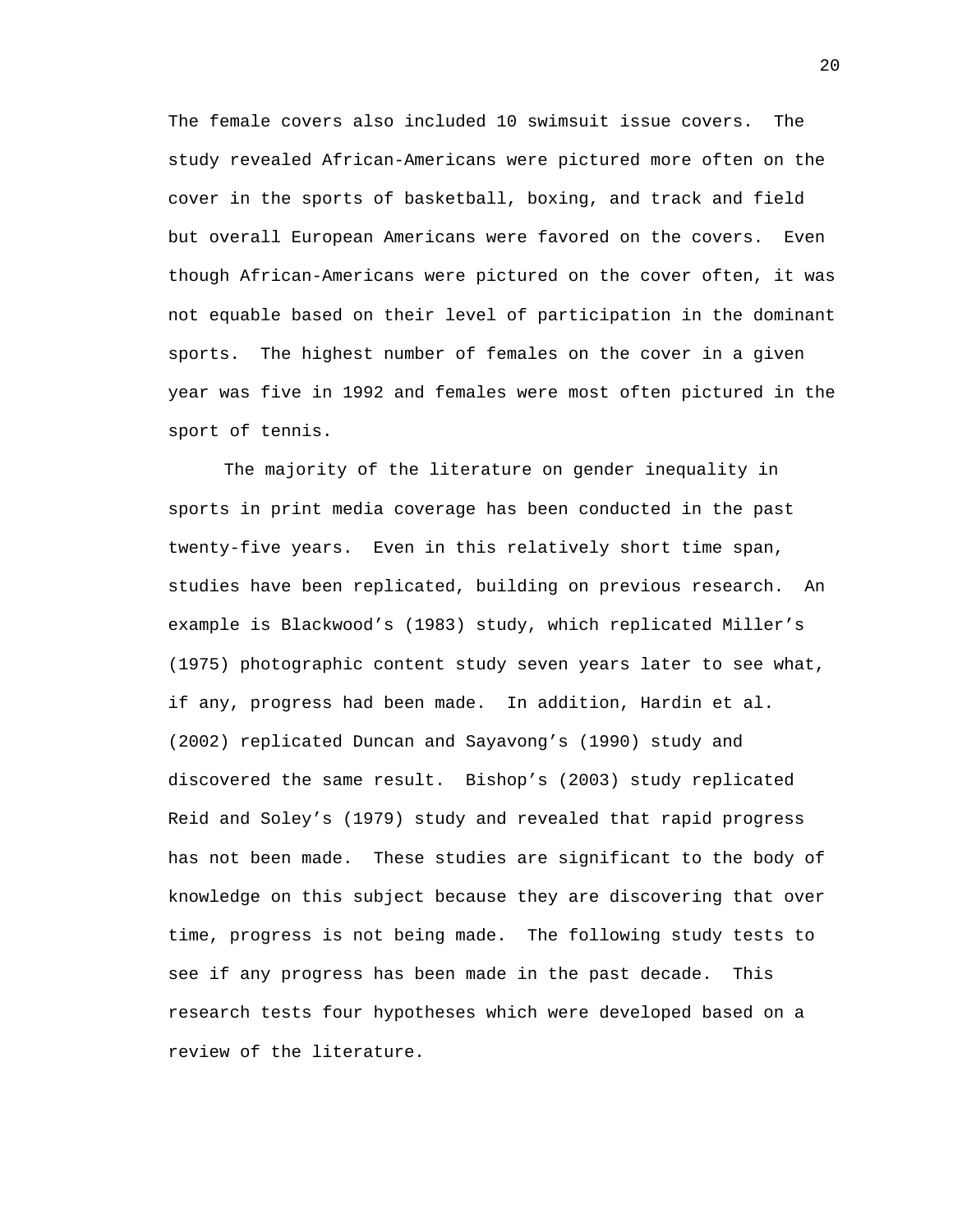The female covers also included 10 swimsuit issue covers. The study revealed African-Americans were pictured more often on the cover in the sports of basketball, boxing, and track and field but overall European Americans were favored on the covers. Even though African-Americans were pictured on the cover often, it was not equable based on their level of participation in the dominant sports. The highest number of females on the cover in a given year was five in 1992 and females were most often pictured in the sport of tennis.

The majority of the literature on gender inequality in sports in print media coverage has been conducted in the past twenty-five years. Even in this relatively short time span, studies have been replicated, building on previous research. An example is Blackwood's (1983) study, which replicated Miller's (1975) photographic content study seven years later to see what, if any, progress had been made. In addition, Hardin et al. (2002) replicated Duncan and Sayavong's (1990) study and discovered the same result. Bishop's (2003) study replicated Reid and Soley's (1979) study and revealed that rapid progress has not been made. These studies are significant to the body of knowledge on this subject because they are discovering that over time, progress is not being made. The following study tests to see if any progress has been made in the past decade. This research tests four hypotheses which were developed based on a review of the literature.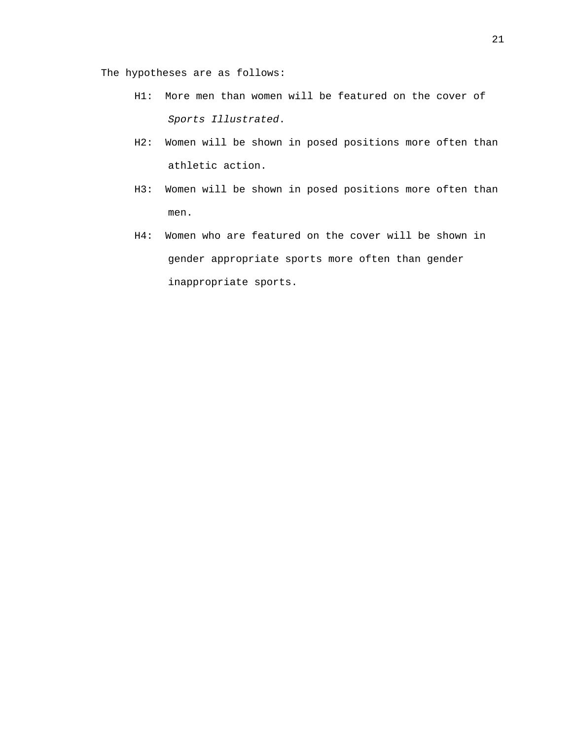The hypotheses are as follows:

- H1: More men than women will be featured on the cover of *Sports Illustrated*.
- H2: Women will be shown in posed positions more often than athletic action.
- H3: Women will be shown in posed positions more often than men.
- H4: Women who are featured on the cover will be shown in gender appropriate sports more often than gender inappropriate sports.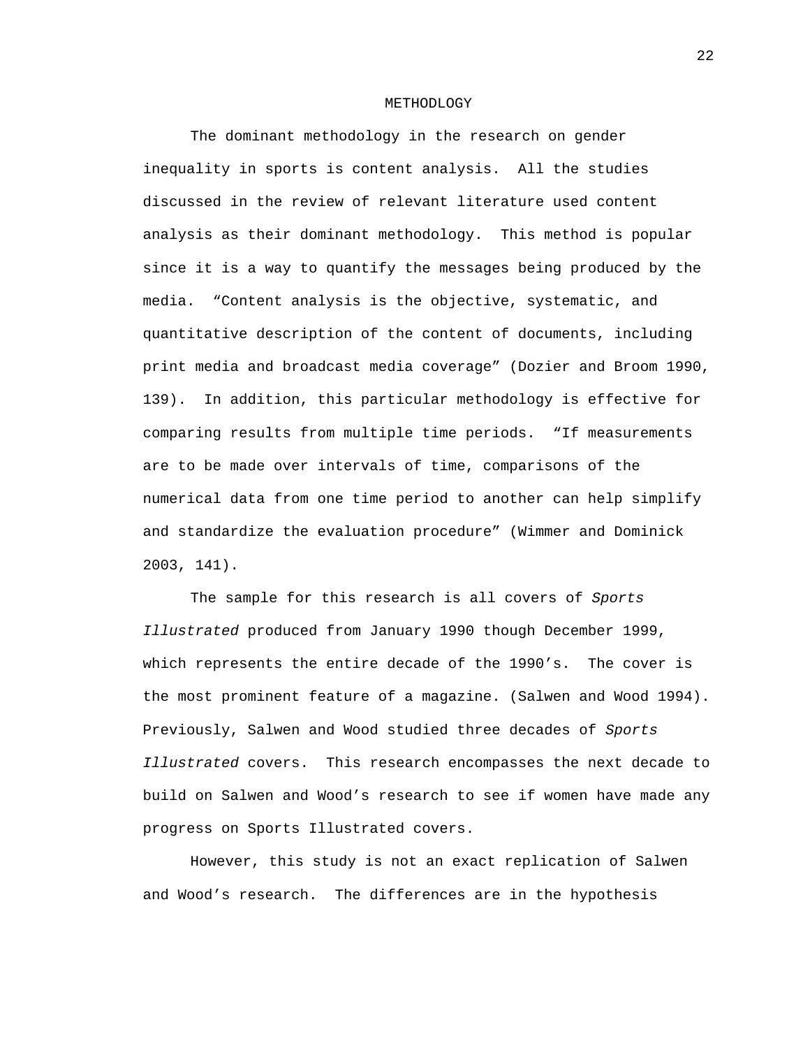# METHODLOGY

The dominant methodology in the research on gender inequality in sports is content analysis. All the studies discussed in the review of relevant literature used content analysis as their dominant methodology. This method is popular since it is a way to quantify the messages being produced by the media. "Content analysis is the objective, systematic, and quantitative description of the content of documents, including print media and broadcast media coverage" (Dozier and Broom 1990, 139). In addition, this particular methodology is effective for comparing results from multiple time periods. "If measurements are to be made over intervals of time, comparisons of the numerical data from one time period to another can help simplify and standardize the evaluation procedure" (Wimmer and Dominick 2003, 141).

The sample for this research is all covers of *Sports Illustrated* produced from January 1990 though December 1999, which represents the entire decade of the 1990's. The cover is the most prominent feature of a magazine. (Salwen and Wood 1994). Previously, Salwen and Wood studied three decades of *Sports Illustrated* covers. This research encompasses the next decade to build on Salwen and Wood's research to see if women have made any progress on Sports Illustrated covers.

However, this study is not an exact replication of Salwen and Wood's research. The differences are in the hypothesis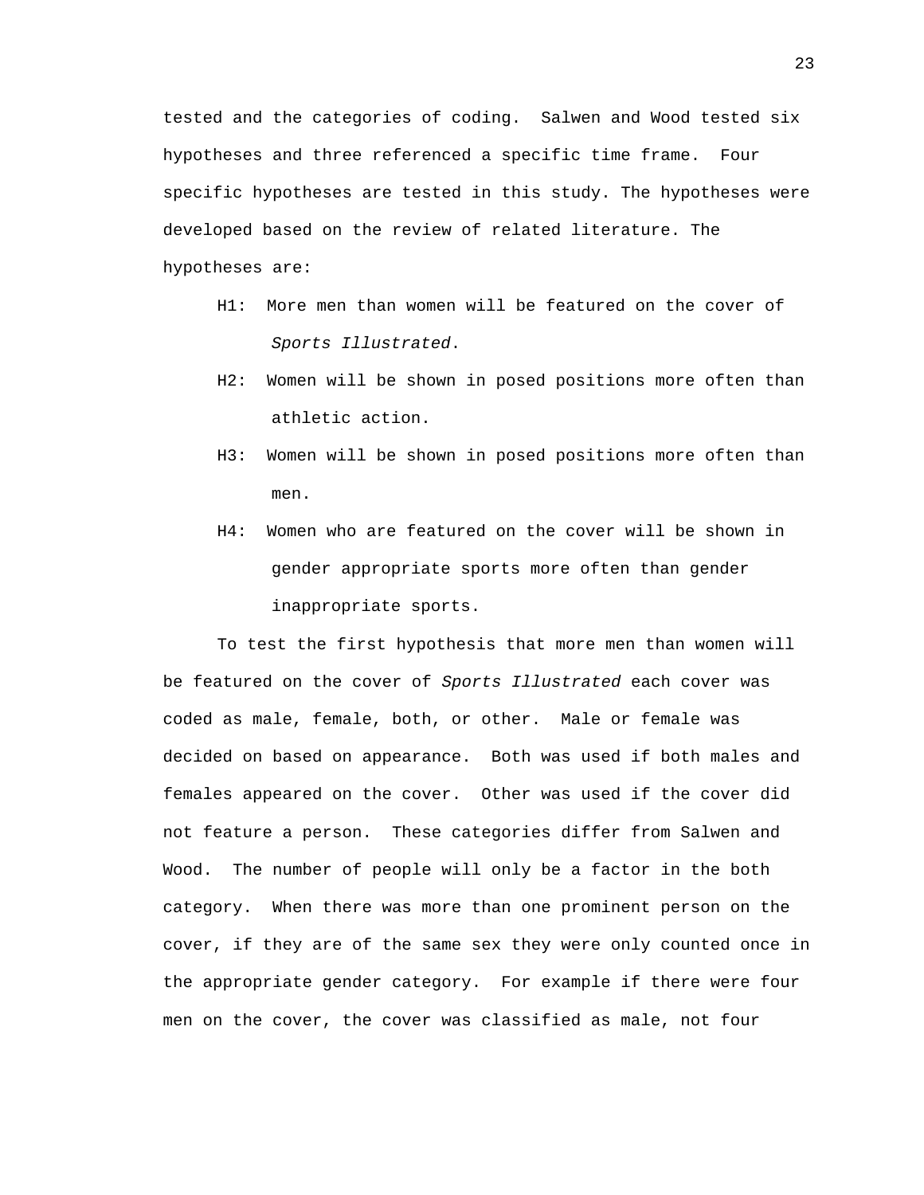tested and the categories of coding. Salwen and Wood tested six hypotheses and three referenced a specific time frame. Four specific hypotheses are tested in this study. The hypotheses were developed based on the review of related literature. The hypotheses are:

H1: More men than women will be featured on the cover of *Sports Illustrated*.

H2: Women will be shown in posed positions more often than athletic action.

H3: Women will be shown in posed positions more often than men.

H4: Women who are featured on the cover will be shown in gender appropriate sports more often than gender inappropriate sports.

To test the first hypothesis that more men than women will be featured on the cover of *Sports Illustrated* each cover was coded as male, female, both, or other. Male or female was decided on based on appearance. Both was used if both males and females appeared on the cover. Other was used if the cover did not feature a person. These categories differ from Salwen and Wood. The number of people will only be a factor in the both category. When there was more than one prominent person on the cover, if they are of the same sex they were only counted once in the appropriate gender category. For example if there were four men on the cover, the cover was classified as male, not four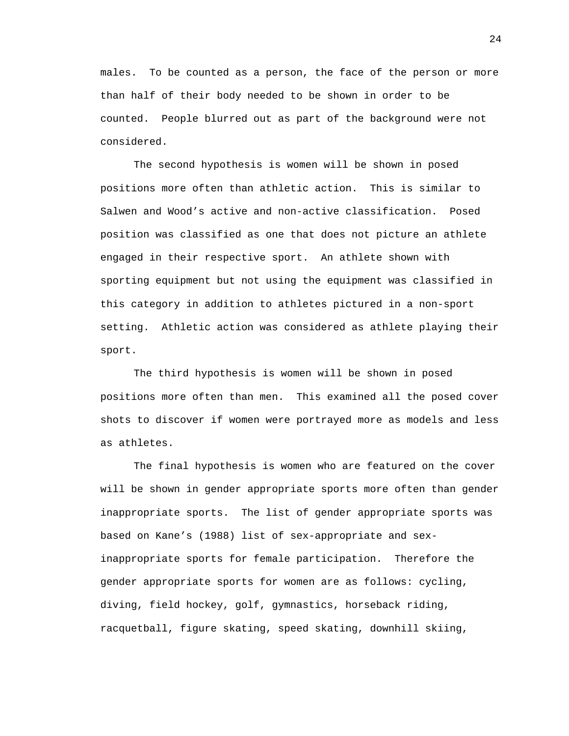males. To be counted as a person, the face of the person or more than half of their body needed to be shown in order to be counted. People blurred out as part of the background were not considered.

The second hypothesis is women will be shown in posed positions more often than athletic action. This is similar to Salwen and Wood's active and non-active classification. Posed position was classified as one that does not picture an athlete engaged in their respective sport. An athlete shown with sporting equipment but not using the equipment was classified in this category in addition to athletes pictured in a non-sport setting. Athletic action was considered as athlete playing their sport.

The third hypothesis is women will be shown in posed positions more often than men. This examined all the posed cover shots to discover if women were portrayed more as models and less as athletes.

The final hypothesis is women who are featured on the cover will be shown in gender appropriate sports more often than gender inappropriate sports. The list of gender appropriate sports was based on Kane's (1988) list of sex-appropriate and sex-inappropriate sports for female participation. Therefore the gender appropriate sports for women are as follows: cycling, diving, field hockey, golf, gymnastics, horseback riding, racquetball, figure skating, speed skating, downhill skiing,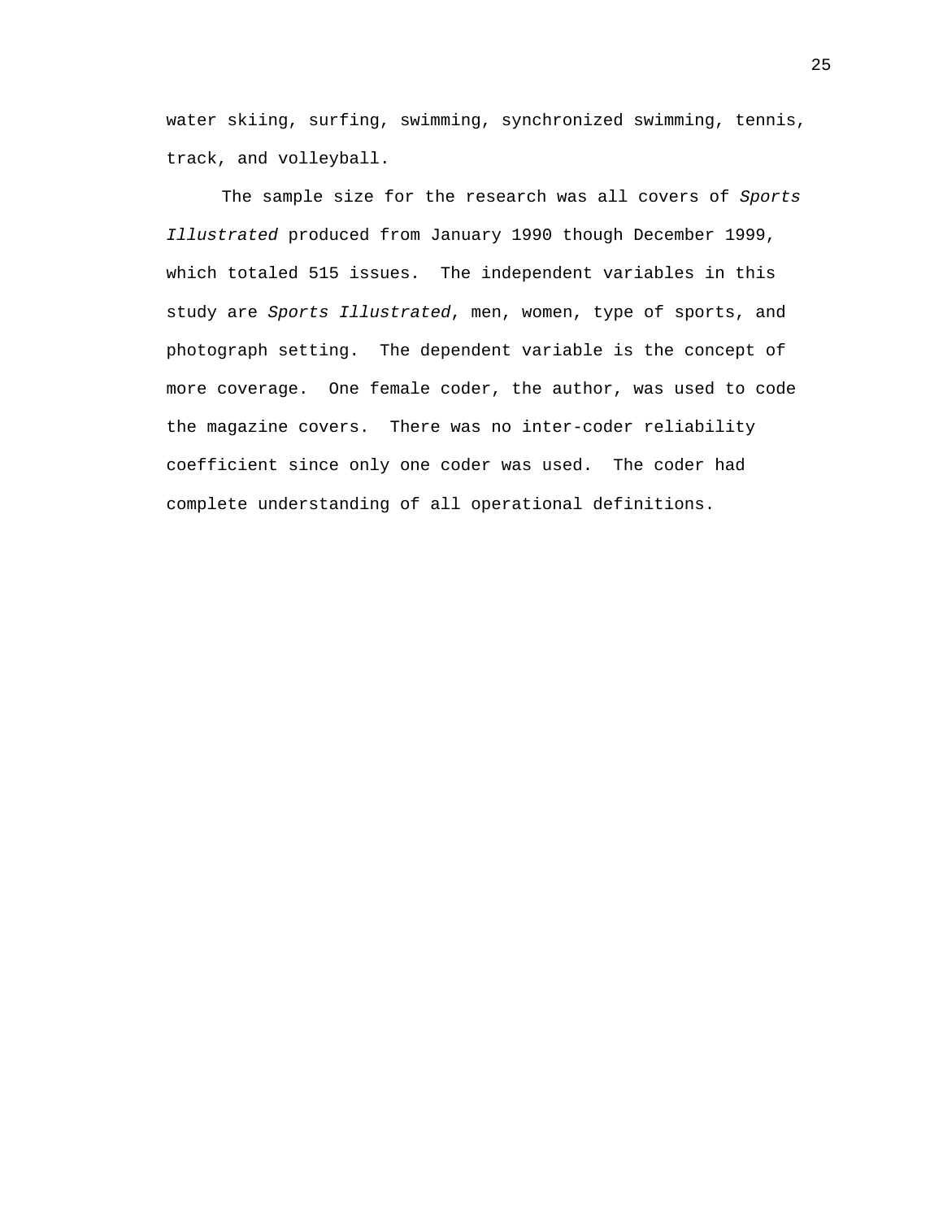water skiing, surfing, swimming, synchronized swimming, tennis, track, and volleyball.

The sample size for the research was all covers of *Sports Illustrated* produced from January 1990 though December 1999, which totaled 515 issues. The independent variables in this study are *Sports Illustrated*, men, women, type of sports, and photograph setting. The dependent variable is the concept of more coverage. One female coder, the author, was used to code the magazine covers. There was no inter-coder reliability coefficient since only one coder was used. The coder had complete understanding of all operational definitions.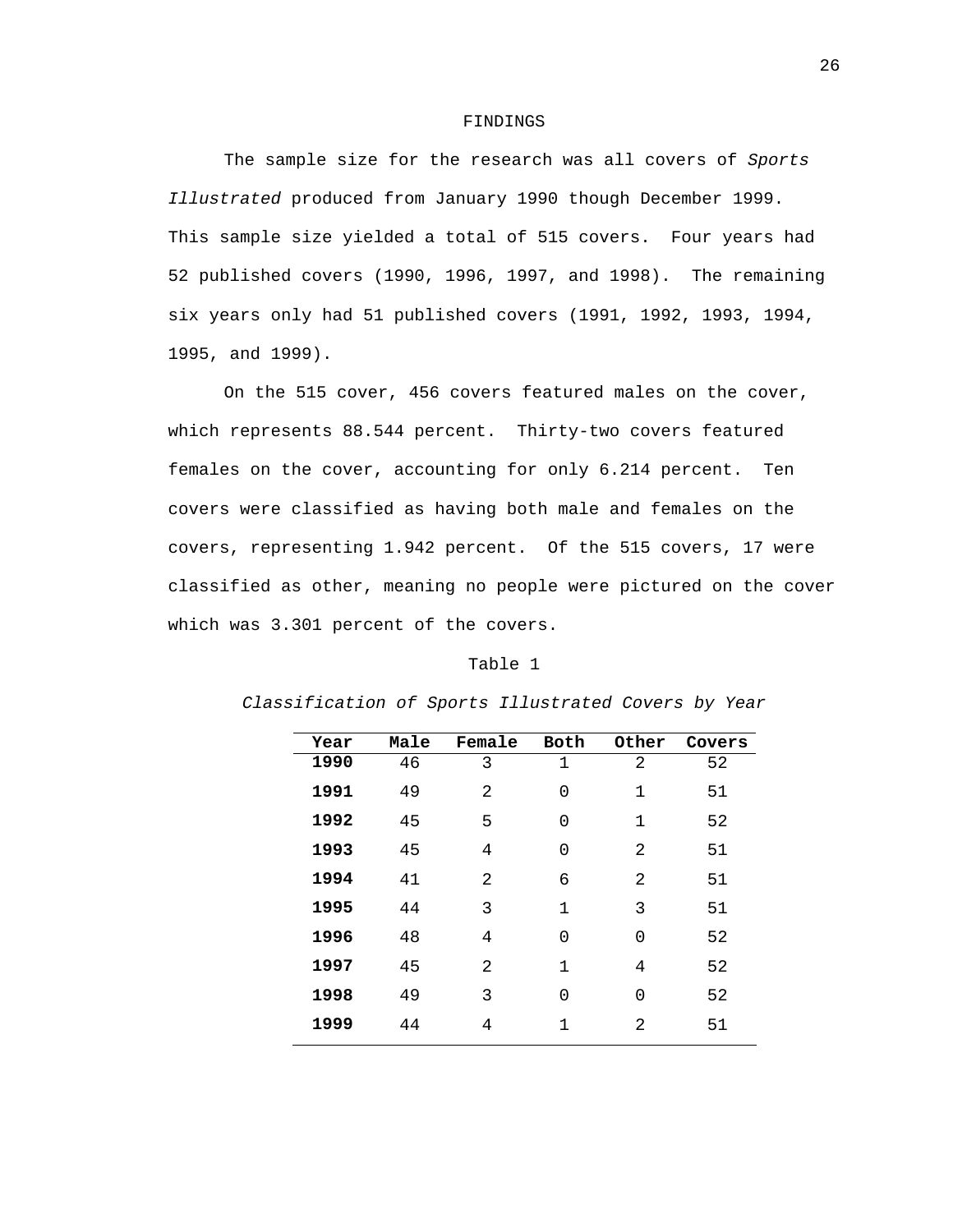# FINDINGS

The sample size for the research was all covers of *Sports Illustrated* produced from January 1990 though December 1999. This sample size yielded a total of 515 covers. Four years had 52 published covers (1990, 1996, 1997, and 1998). The remaining six years only had 51 published covers (1991, 1992, 1993, 1994, 1995, and 1999).

On the 515 cover, 456 covers featured males on the cover, which represents 88.544 percent. Thirty-two covers featured females on the cover, accounting for only 6.214 percent. Ten covers were classified as having both male and females on the covers, representing 1.942 percent. Of the 515 covers, 17 were classified as other, meaning no people were pictured on the cover which was 3.301 percent of the covers.

Table 1

*Classification of Sports Illustrated Covers by Year*

| Year | Male | Female | Both | Other | Covers |
|---|---|---|---|---|---|
| **1990** | 46 | 3 | 1 | 2 | 52 |
| **1991** | 49 | 2 | 0 | 1 | 51 |
| **1992** | 45 | 5 | 0 | 1 | 52 |
| **1993** | 45 | 4 | 0 | 2 | 51 |
| **1994** | 41 | 2 | 6 | 2 | 51 |
| **1995** | 44 | 3 | 1 | 3 | 51 |
| **1996** | 48 | 4 | 0 | 0 | 52 |
| **1997** | 45 | 2 | 1 | 4 | 52 |
| **1998** | 49 | 3 | 0 | 0 | 52 |
| **1999** | 44 | 4 | 1 | 2 | 51 |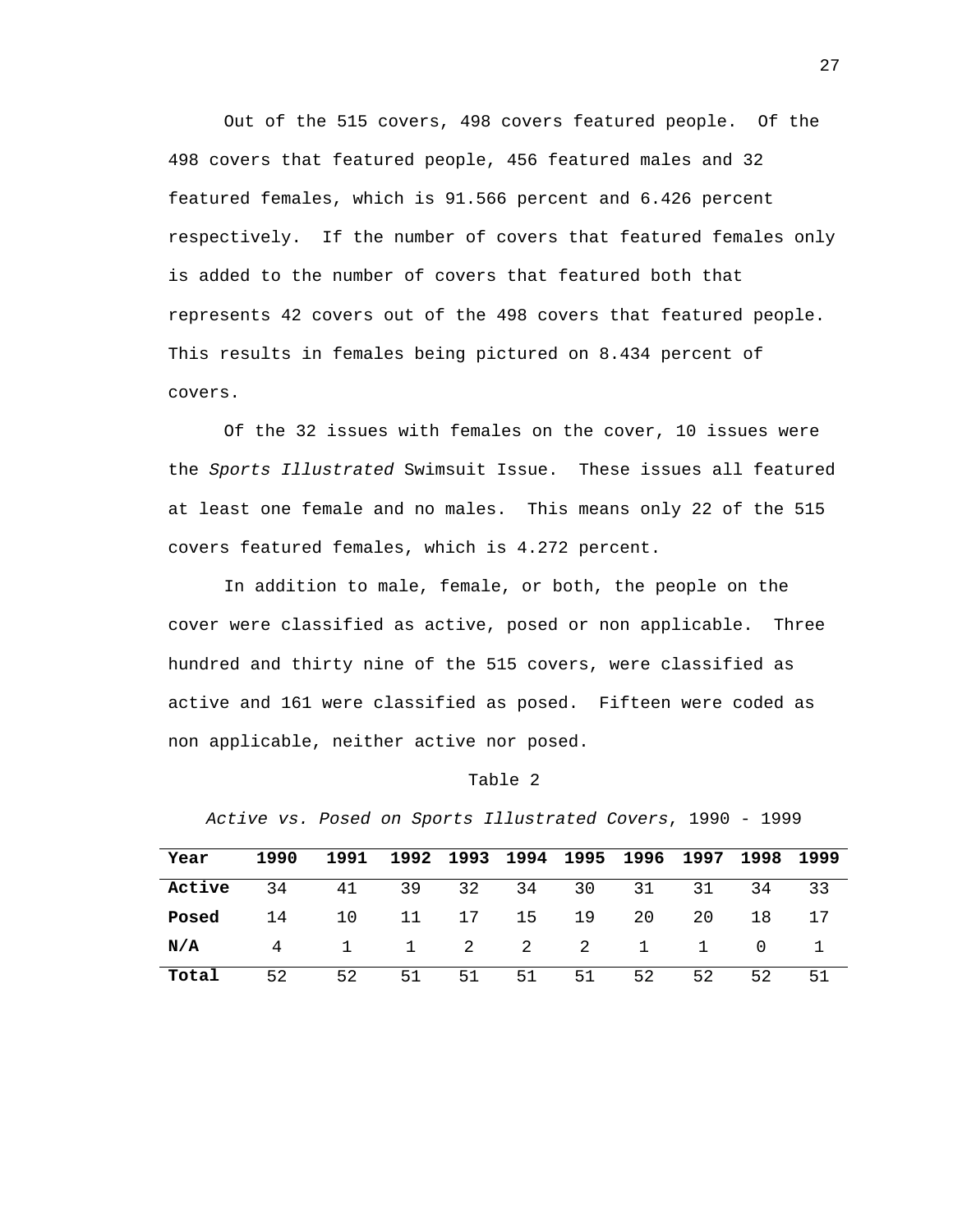Out of the 515 covers, 498 covers featured people. Of the 498 covers that featured people, 456 featured males and 32 featured females, which is 91.566 percent and 6.426 percent respectively. If the number of covers that featured females only is added to the number of covers that featured both that represents 42 covers out of the 498 covers that featured people. This results in females being pictured on 8.434 percent of covers.

Of the 32 issues with females on the cover, 10 issues were the *Sports Illustrated* Swimsuit Issue. These issues all featured at least one female and no males. This means only 22 of the 515 covers featured females, which is 4.272 percent.

In addition to male, female, or both, the people on the cover were classified as active, posed or non applicable. Three hundred and thirty nine of the 515 covers, were classified as active and 161 were classified as posed. Fifteen were coded as non applicable, neither active nor posed.

Table 2

*Active vs. Posed on Sports Illustrated Covers*, 1990 - 1999

| **Year** | **1990** | **1991** | **1992** | **1993** | **1994** | **1995** | **1996** | **1997** | **1998** | **1999** |
|---|---|---|---|---|---|---|---|---|---|---|
| **Active** | 34 | 41 | 39 | 32 | 34 | 30 | 31 | 31 | 34 | 33 |
| **Posed** | 14 | 10 | 11 | 17 | 15 | 19 | 20 | 20 | 18 | 17 |
| **N/A** | 4 | 1 | 1 | 2 | 2 | 2 | 1 | 1 | 0 | 1 |
| **Total** | 52 | 52 | 51 | 51 | 51 | 51 | 52 | 52 | 52 | 51 |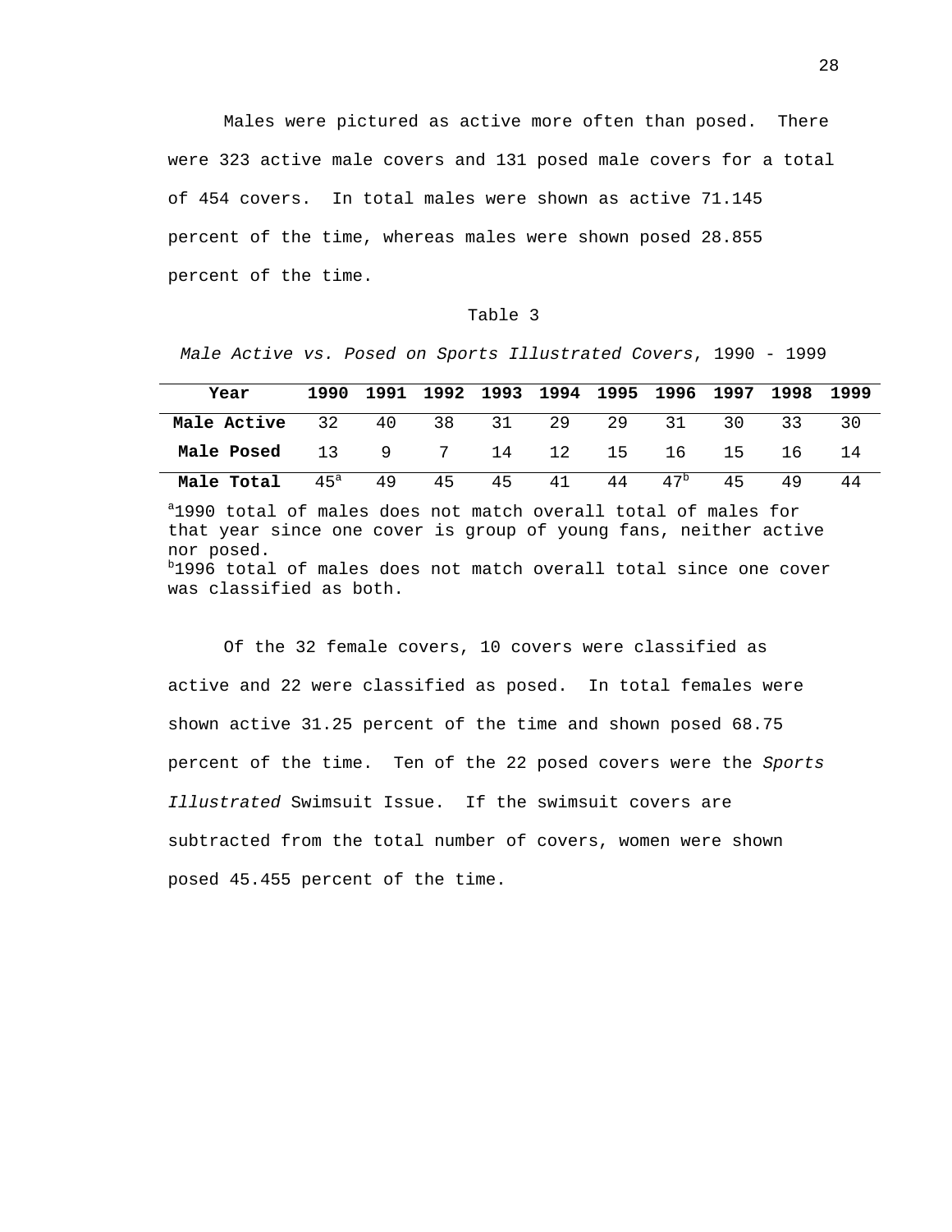Males were pictured as active more often than posed. There were 323 active male covers and 131 posed male covers for a total of 454 covers. In total males were shown as active 71.145 percent of the time, whereas males were shown posed 28.855 percent of the time.

Table 3

*Male Active vs. Posed on Sports Illustrated Covers*, 1990 - 1999

| **Year** | **1990** | **1991** | **1992** | **1993** | **1994** | **1995** | **1996** | **1997** | **1998** | **1999** |
|---|---|---|---|---|---|---|---|---|---|---|
| **Male Active** | 32 | 40 | 38 | 31 | 29 | 29 | 31 | 30 | 33 | 30 |
| **Male Posed** | 13 | 9 | 7 | 14 | 12 | 15 | 16 | 15 | 16 | 14 |
| **Male Total** | 45[a] | 49 | 45 | 45 | 41 | 44 | 47[b] | 45 | 49 | 44 |

[a]1990 total of males does not match overall total of males for that year since one cover is group of young fans, neither active nor posed.
[b]1996 total of males does not match overall total since one cover was classified as both.

Of the 32 female covers, 10 covers were classified as active and 22 were classified as posed. In total females were shown active 31.25 percent of the time and shown posed 68.75 percent of the time. Ten of the 22 posed covers were the *Sports Illustrated* Swimsuit Issue. If the swimsuit covers are subtracted from the total number of covers, women were shown posed 45.455 percent of the time.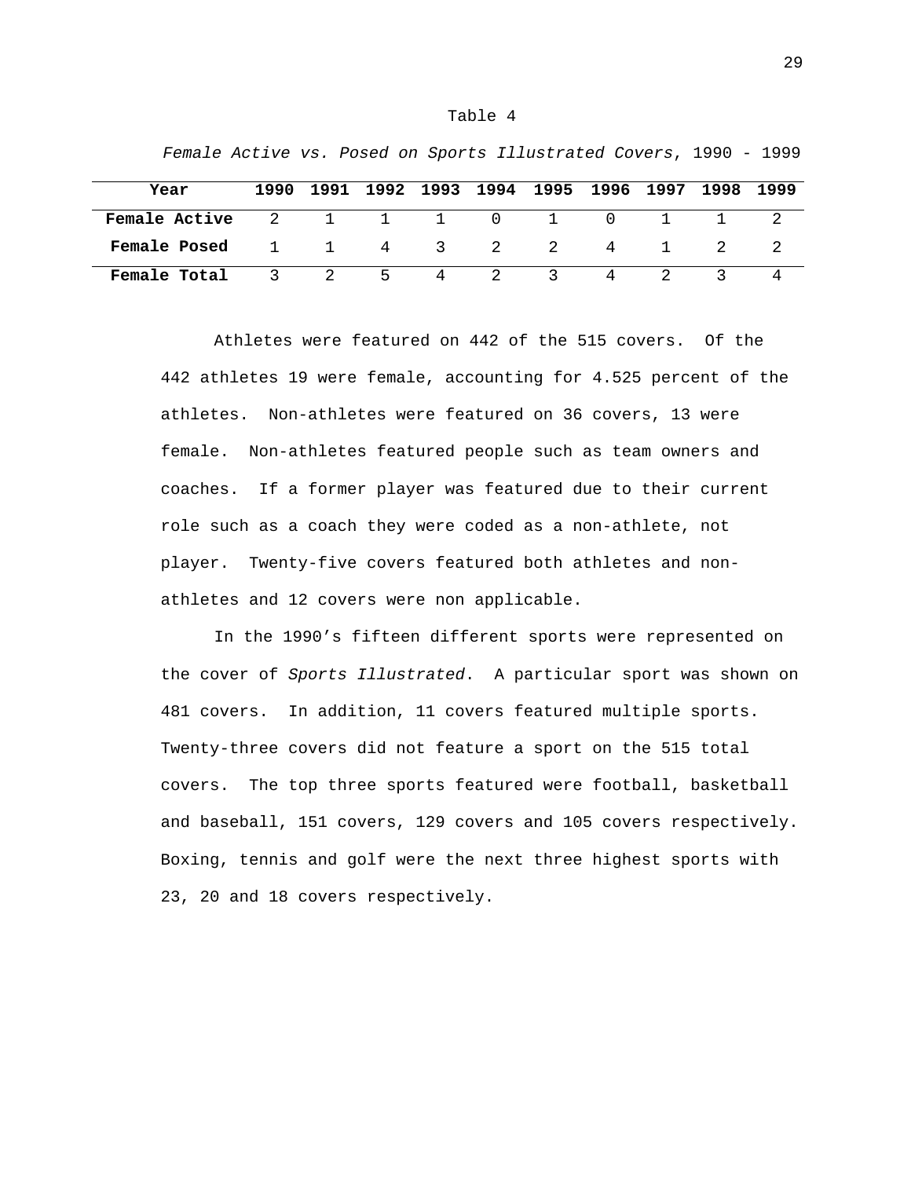Table 4

*Female Active vs. Posed on Sports Illustrated Covers*, 1990 - 1999

| **Year** | **1990** | **1991** | **1992** | **1993** | **1994** | **1995** | **1996** | **1997** | **1998** | **1999** |
|---|---|---|---|---|---|---|---|---|---|---|
| **Female Active** | 2 | 1 | 1 | 1 | 0 | 1 | 0 | 1 | 1 | 2 |
| **Female Posed** | 1 | 1 | 4 | 3 | 2 | 2 | 4 | 1 | 2 | 2 |
| **Female Total** | 3 | 2 | 5 | 4 | 2 | 3 | 4 | 2 | 3 | 4 |

Athletes were featured on 442 of the 515 covers. Of the 442 athletes 19 were female, accounting for 4.525 percent of the athletes. Non-athletes were featured on 36 covers, 13 were female. Non-athletes featured people such as team owners and coaches. If a former player was featured due to their current role such as a coach they were coded as a non-athlete, not player. Twenty-five covers featured both athletes and non-athletes and 12 covers were non applicable.

In the 1990's fifteen different sports were represented on the cover of *Sports Illustrated*. A particular sport was shown on 481 covers. In addition, 11 covers featured multiple sports. Twenty-three covers did not feature a sport on the 515 total covers. The top three sports featured were football, basketball and baseball, 151 covers, 129 covers and 105 covers respectively. Boxing, tennis and golf were the next three highest sports with 23, 20 and 18 covers respectively.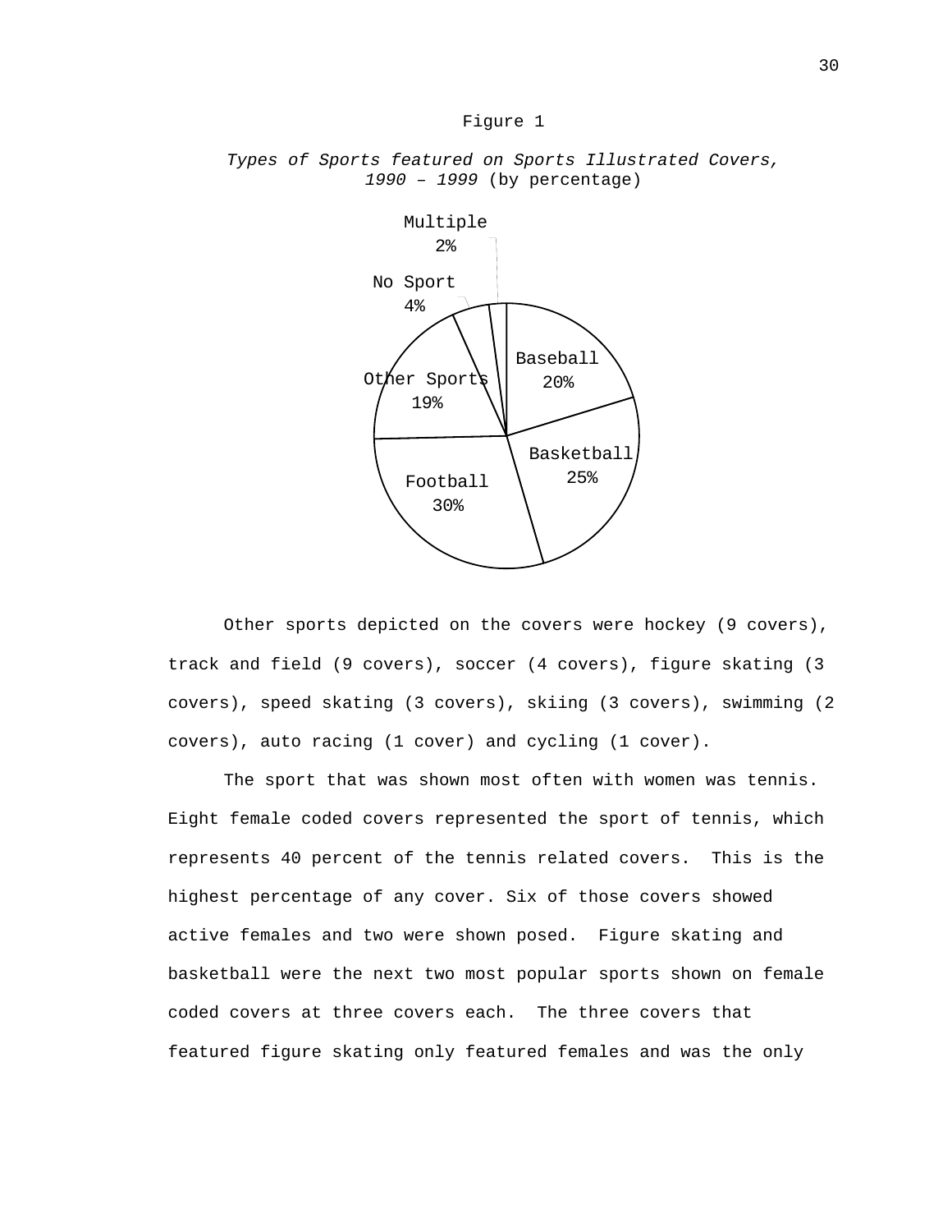Figure 1

*Types of Sports featured on Sports Illustrated Covers, 1990 – 1999* (by percentage)

| Sport | Percentage |
|---|---|
| Baseball | 20% |
| Basketball | 25% |
| Football | 30% |
| Other Sports | 19% |
| No Sport | 4% |
| Multiple | 2% |

Other sports depicted on the covers were hockey (9 covers), track and field (9 covers), soccer (4 covers), figure skating (3 covers), speed skating (3 covers), skiing (3 covers), swimming (2 covers), auto racing (1 cover) and cycling (1 cover).

The sport that was shown most often with women was tennis. Eight female coded covers represented the sport of tennis, which represents 40 percent of the tennis related covers. This is the highest percentage of any cover. Six of those covers showed active females and two were shown posed. Figure skating and basketball were the next two most popular sports shown on female coded covers at three covers each. The three covers that featured figure skating only featured females and was the only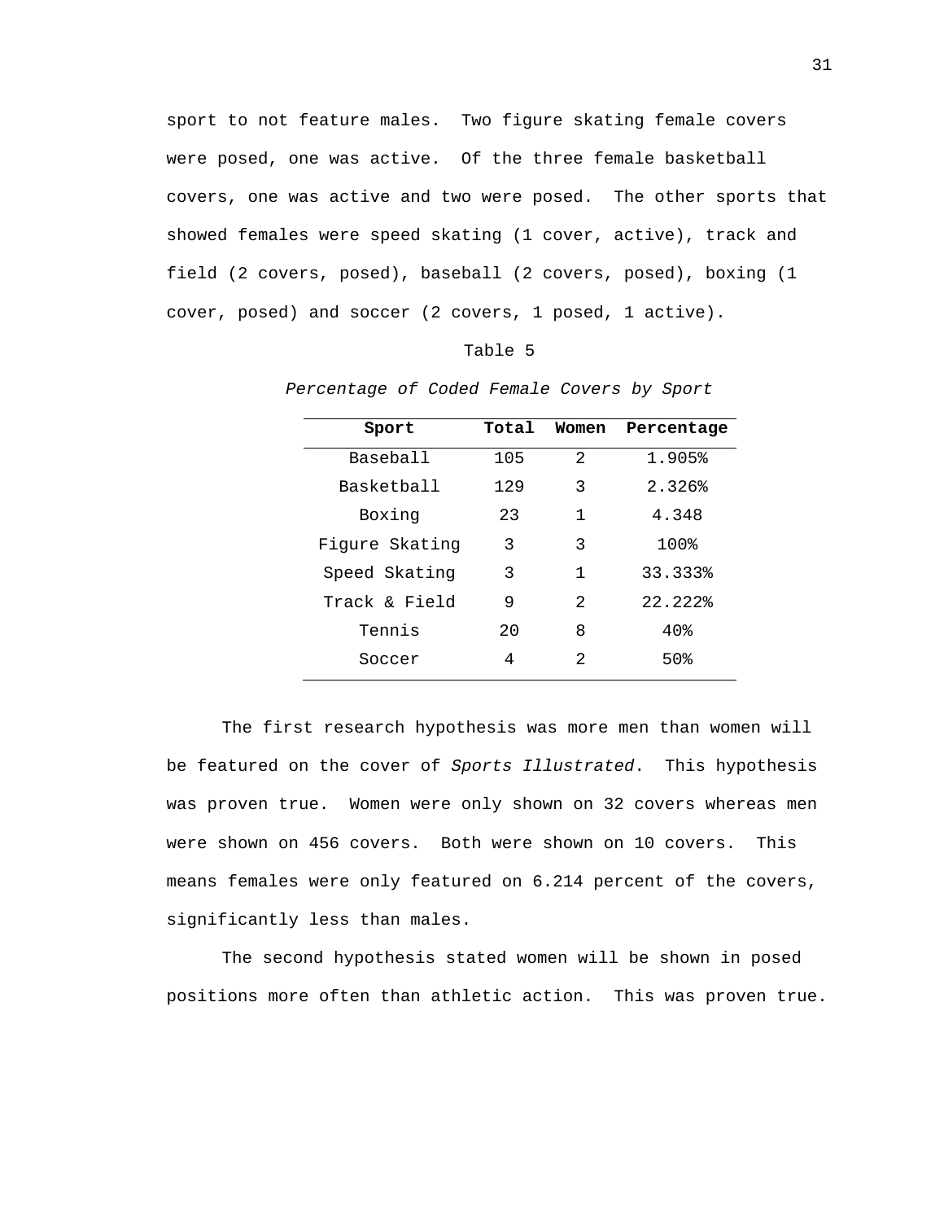sport to not feature males. Two figure skating female covers were posed, one was active. Of the three female basketball covers, one was active and two were posed. The other sports that showed females were speed skating (1 cover, active), track and field (2 covers, posed), baseball (2 covers, posed), boxing (1 cover, posed) and soccer (2 covers, 1 posed, 1 active).

Table 5

*Percentage of Coded Female Covers by Sport*

| Sport | Total | Women | Percentage |
|---|---|---|---|
| Baseball | 105 | 2 | 1.905% |
| Basketball | 129 | 3 | 2.326% |
| Boxing | 23 | 1 | 4.348 |
| Figure Skating | 3 | 3 | 100% |
| Speed Skating | 3 | 1 | 33.333% |
| Track & Field | 9 | 2 | 22.222% |
| Tennis | 20 | 8 | 40% |
| Soccer | 4 | 2 | 50% |

The first research hypothesis was more men than women will be featured on the cover of *Sports Illustrated*. This hypothesis was proven true. Women were only shown on 32 covers whereas men were shown on 456 covers. Both were shown on 10 covers. This means females were only featured on 6.214 percent of the covers, significantly less than males.

The second hypothesis stated women will be shown in posed positions more often than athletic action. This was proven true.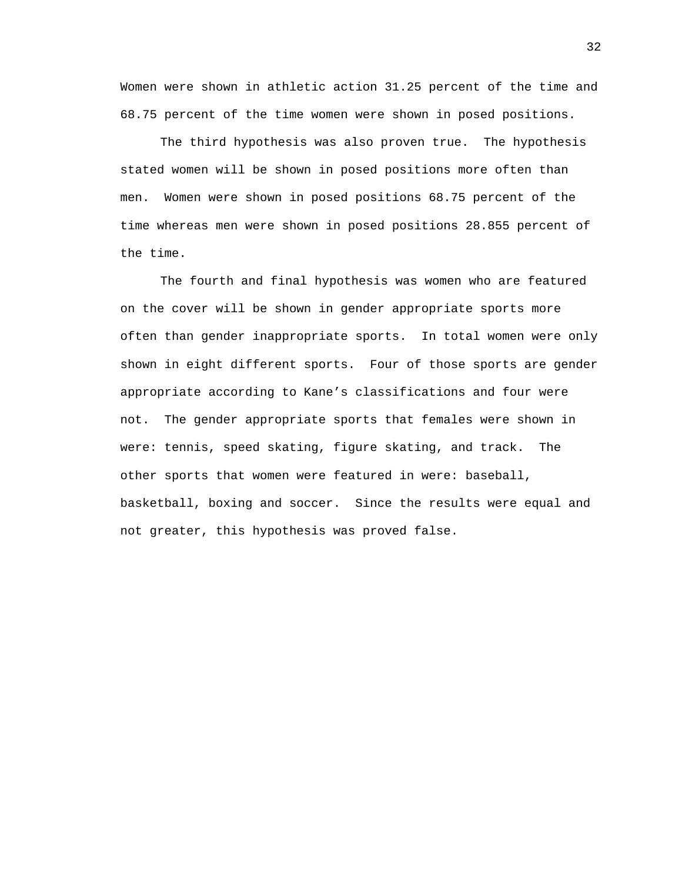Women were shown in athletic action 31.25 percent of the time and 68.75 percent of the time women were shown in posed positions.

The third hypothesis was also proven true. The hypothesis stated women will be shown in posed positions more often than men. Women were shown in posed positions 68.75 percent of the time whereas men were shown in posed positions 28.855 percent of the time.

The fourth and final hypothesis was women who are featured on the cover will be shown in gender appropriate sports more often than gender inappropriate sports. In total women were only shown in eight different sports. Four of those sports are gender appropriate according to Kane's classifications and four were not. The gender appropriate sports that females were shown in were: tennis, speed skating, figure skating, and track. The other sports that women were featured in were: baseball, basketball, boxing and soccer. Since the results were equal and not greater, this hypothesis was proved false.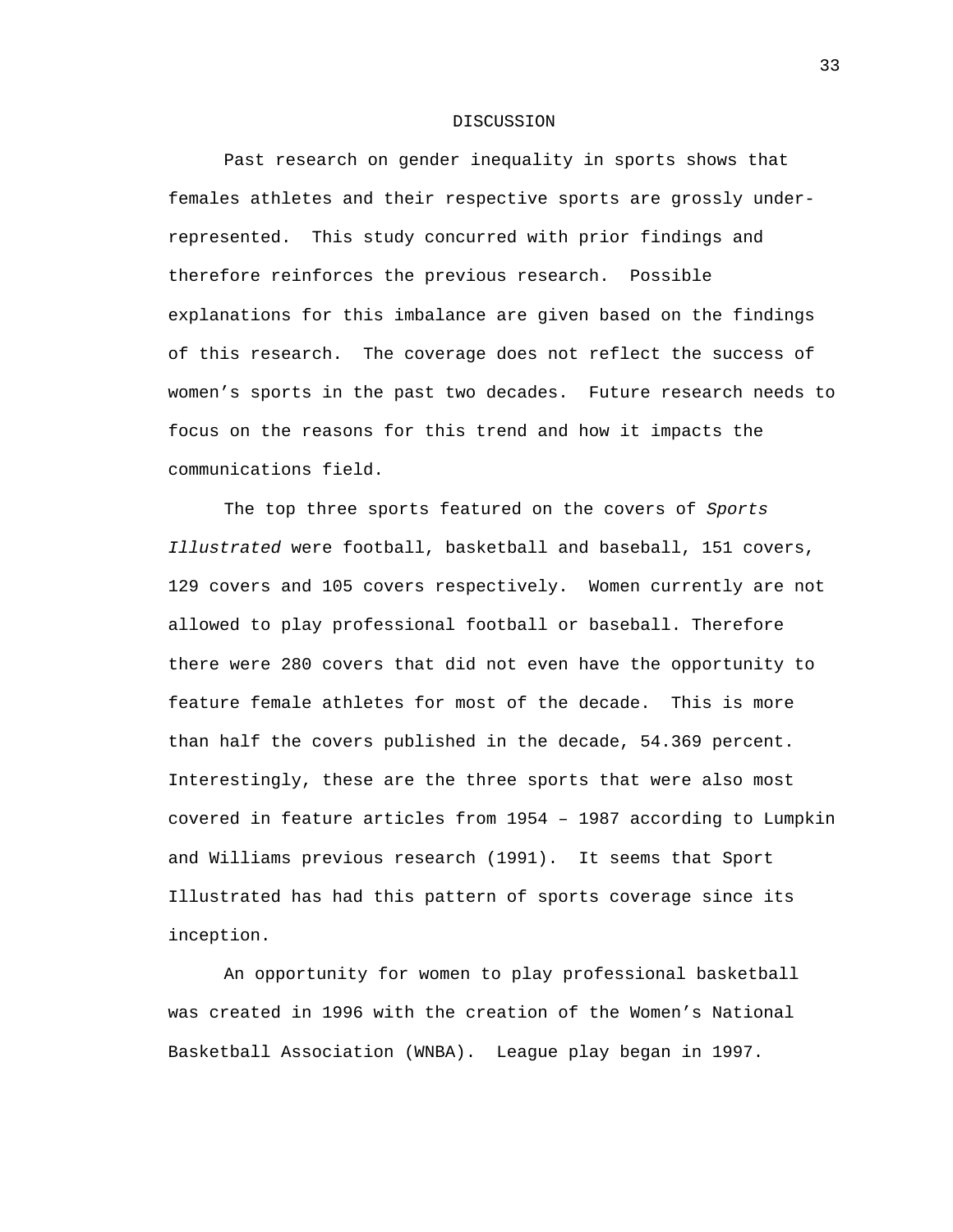# DISCUSSION

Past research on gender inequality in sports shows that females athletes and their respective sports are grossly under-represented. This study concurred with prior findings and therefore reinforces the previous research. Possible explanations for this imbalance are given based on the findings of this research. The coverage does not reflect the success of women's sports in the past two decades. Future research needs to focus on the reasons for this trend and how it impacts the communications field.

The top three sports featured on the covers of *Sports Illustrated* were football, basketball and baseball, 151 covers, 129 covers and 105 covers respectively. Women currently are not allowed to play professional football or baseball. Therefore there were 280 covers that did not even have the opportunity to feature female athletes for most of the decade. This is more than half the covers published in the decade, 54.369 percent. Interestingly, these are the three sports that were also most covered in feature articles from 1954 – 1987 according to Lumpkin and Williams previous research (1991). It seems that Sport Illustrated has had this pattern of sports coverage since its inception.

An opportunity for women to play professional basketball was created in 1996 with the creation of the Women's National Basketball Association (WNBA). League play began in 1997.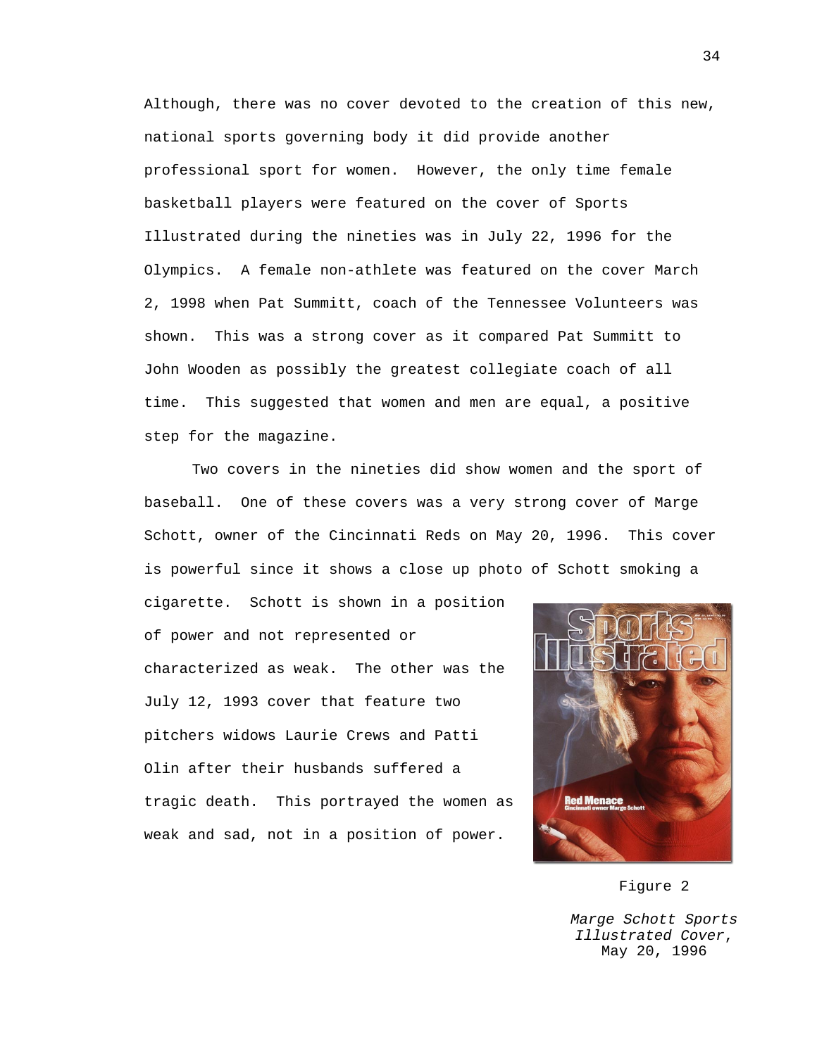Although, there was no cover devoted to the creation of this new, national sports governing body it did provide another professional sport for women. However, the only time female basketball players were featured on the cover of Sports Illustrated during the nineties was in July 22, 1996 for the Olympics. A female non-athlete was featured on the cover March 2, 1998 when Pat Summitt, coach of the Tennessee Volunteers was shown. This was a strong cover as it compared Pat Summitt to John Wooden as possibly the greatest collegiate coach of all time. This suggested that women and men are equal, a positive step for the magazine.

Two covers in the nineties did show women and the sport of baseball. One of these covers was a very strong cover of Marge Schott, owner of the Cincinnati Reds on May 20, 1996. This cover is powerful since it shows a close up photo of Schott smoking a cigarette. Schott is shown in a position of power and not represented or characterized as weak. The other was the July 12, 1993 cover that feature two pitchers widows Laurie Crews and Patti Olin after their husbands suffered a tragic death. This portrayed the women as weak and sad, not in a position of power.

Figure 2

*Marge Schott Sports Illustrated Cover*, May 20, 1996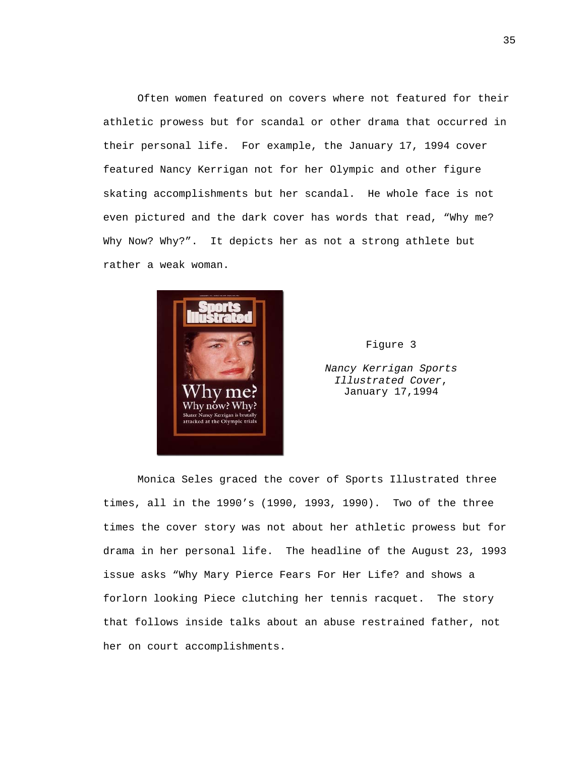Often women featured on covers where not featured for their athletic prowess but for scandal or other drama that occurred in their personal life. For example, the January 17, 1994 cover featured Nancy Kerrigan not for her Olympic and other figure skating accomplishments but her scandal. He whole face is not even pictured and the dark cover has words that read, "Why me? Why Now? Why?". It depicts her as not a strong athlete but rather a weak woman.

Figure 3

*Nancy Kerrigan Sports Illustrated Cover*, January 17,1994

Monica Seles graced the cover of Sports Illustrated three times, all in the 1990's (1990, 1993, 1990). Two of the three times the cover story was not about her athletic prowess but for drama in her personal life. The headline of the August 23, 1993 issue asks "Why Mary Pierce Fears For Her Life? and shows a forlorn looking Piece clutching her tennis racquet. The story that follows inside talks about an abuse restrained father, not her on court accomplishments.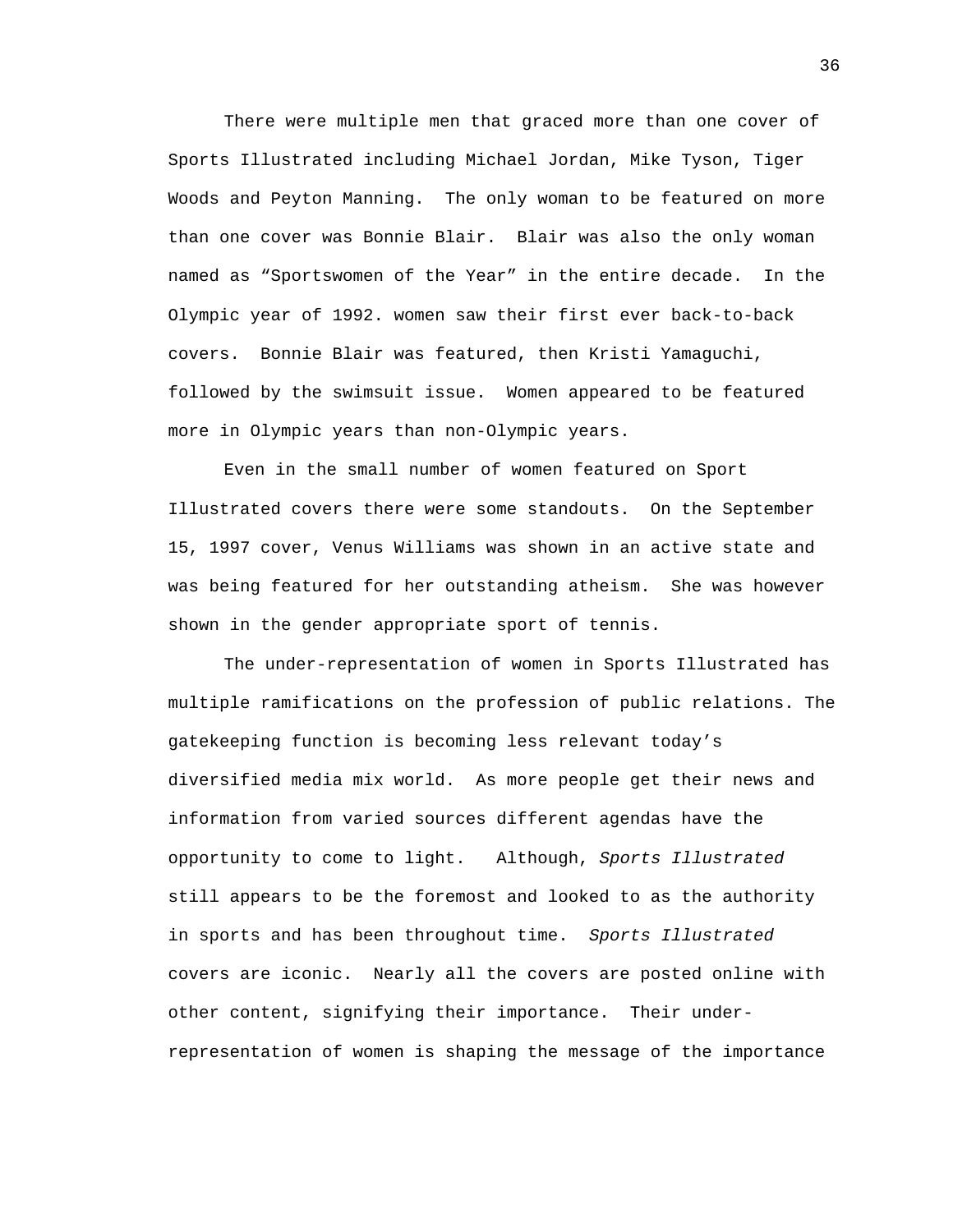There were multiple men that graced more than one cover of Sports Illustrated including Michael Jordan, Mike Tyson, Tiger Woods and Peyton Manning.  The only woman to be featured on more than one cover was Bonnie Blair.  Blair was also the only woman named as "Sportswomen of the Year" in the entire decade.  In the Olympic year of 1992. women saw their first ever back-to-back covers.  Bonnie Blair was featured, then Kristi Yamaguchi, followed by the swimsuit issue.  Women appeared to be featured more in Olympic years than non-Olympic years.

Even in the small number of women featured on Sport Illustrated covers there were some standouts.  On the September 15, 1997 cover, Venus Williams was shown in an active state and was being featured for her outstanding atheism.  She was however shown in the gender appropriate sport of tennis.

The under-representation of women in Sports Illustrated has multiple ramifications on the profession of public relations. The gatekeeping function is becoming less relevant today's diversified media mix world.  As more people get their news and information from varied sources different agendas have the opportunity to come to light.   Although, *Sports Illustrated* still appears to be the foremost and looked to as the authority in sports and has been throughout time.  *Sports Illustrated* covers are iconic.  Nearly all the covers are posted online with other content, signifying their importance.  Their under-representation of women is shaping the message of the importance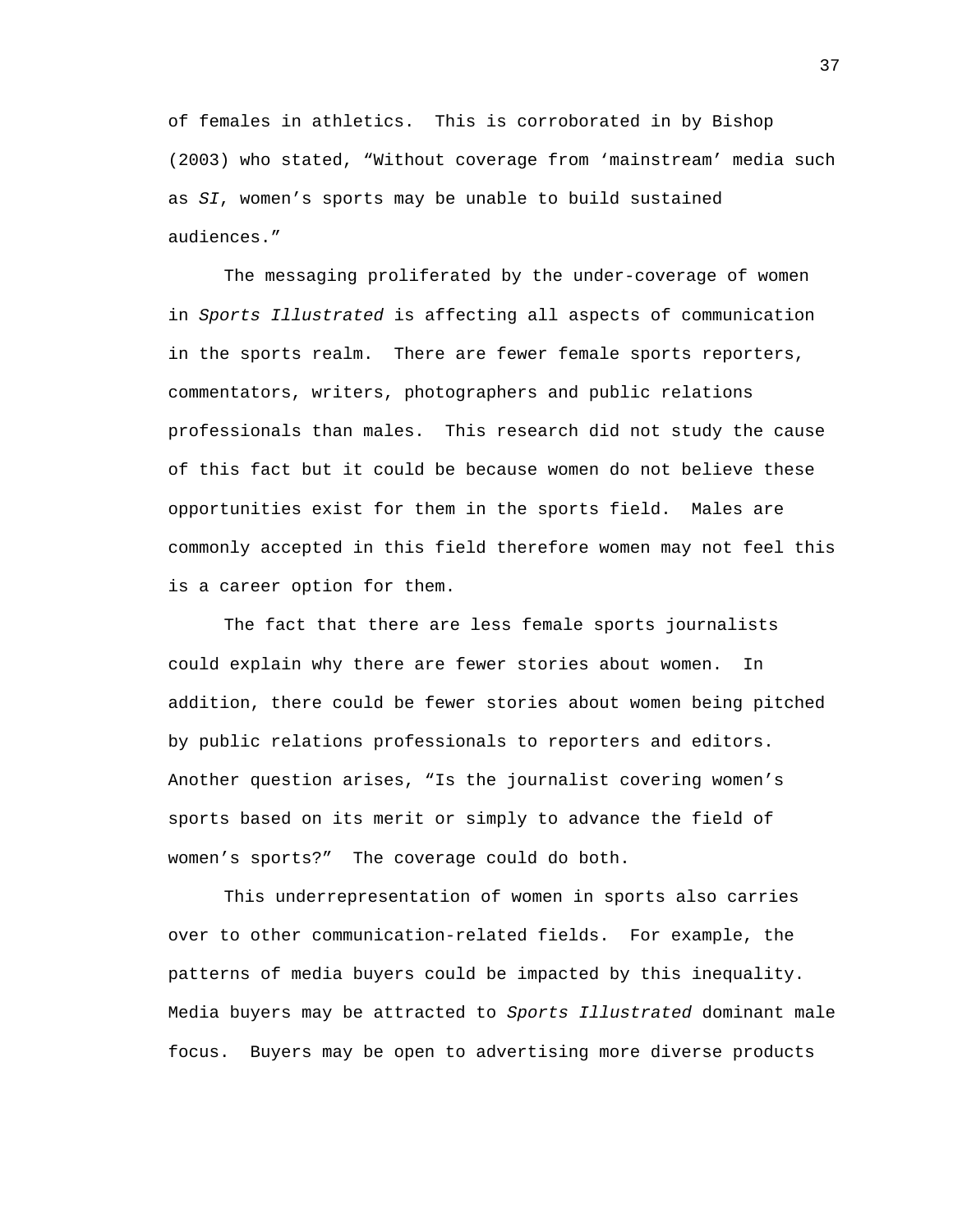of females in athletics. This is corroborated in by Bishop (2003) who stated, “Without coverage from ‘mainstream’ media such as *SI*, women’s sports may be unable to build sustained audiences.”

The messaging proliferated by the under-coverage of women in *Sports Illustrated* is affecting all aspects of communication in the sports realm. There are fewer female sports reporters, commentators, writers, photographers and public relations professionals than males. This research did not study the cause of this fact but it could be because women do not believe these opportunities exist for them in the sports field. Males are commonly accepted in this field therefore women may not feel this is a career option for them.

The fact that there are less female sports journalists could explain why there are fewer stories about women. In addition, there could be fewer stories about women being pitched by public relations professionals to reporters and editors. Another question arises, “Is the journalist covering women’s sports based on its merit or simply to advance the field of women’s sports?” The coverage could do both.

This underrepresentation of women in sports also carries over to other communication-related fields. For example, the patterns of media buyers could be impacted by this inequality. Media buyers may be attracted to *Sports Illustrated* dominant male focus. Buyers may be open to advertising more diverse products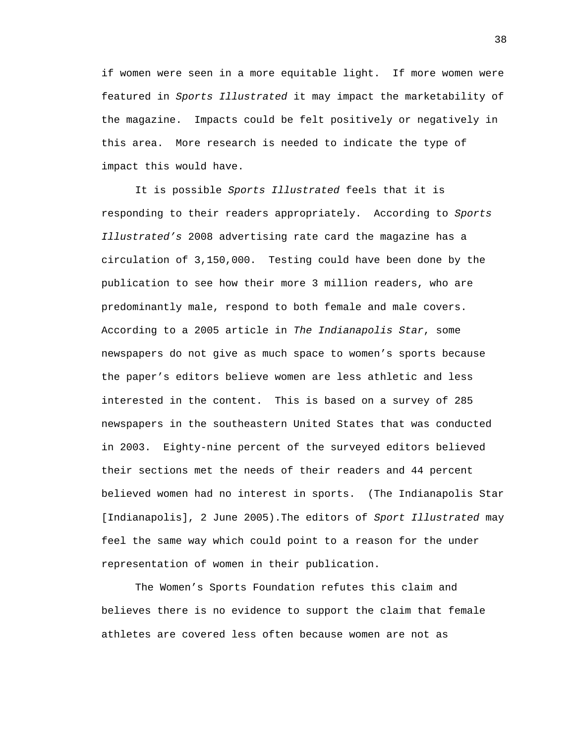if women were seen in a more equitable light. If more women were featured in *Sports Illustrated* it may impact the marketability of the magazine. Impacts could be felt positively or negatively in this area. More research is needed to indicate the type of impact this would have.

It is possible *Sports Illustrated* feels that it is responding to their readers appropriately. According to *Sports Illustrated's* 2008 advertising rate card the magazine has a circulation of 3,150,000. Testing could have been done by the publication to see how their more 3 million readers, who are predominantly male, respond to both female and male covers. According to a 2005 article in *The Indianapolis Star*, some newspapers do not give as much space to women's sports because the paper's editors believe women are less athletic and less interested in the content. This is based on a survey of 285 newspapers in the southeastern United States that was conducted in 2003. Eighty-nine percent of the surveyed editors believed their sections met the needs of their readers and 44 percent believed women had no interest in sports. (The Indianapolis Star [Indianapolis], 2 June 2005).The editors of *Sport Illustrated* may feel the same way which could point to a reason for the under representation of women in their publication.

The Women's Sports Foundation refutes this claim and believes there is no evidence to support the claim that female athletes are covered less often because women are not as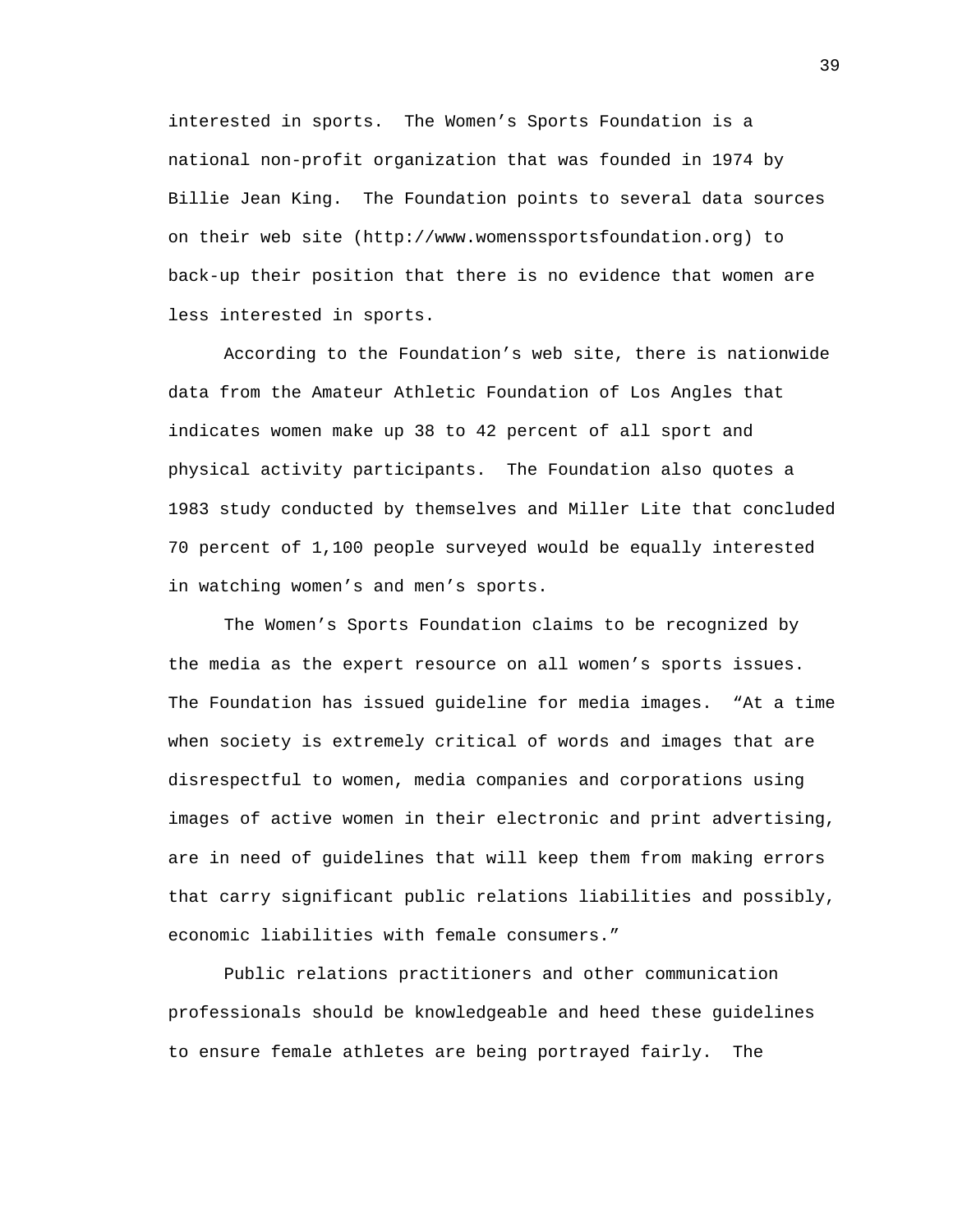interested in sports. The Women's Sports Foundation is a national non-profit organization that was founded in 1974 by Billie Jean King. The Foundation points to several data sources on their web site (http://www.womenssportsfoundation.org) to back-up their position that there is no evidence that women are less interested in sports.

According to the Foundation's web site, there is nationwide data from the Amateur Athletic Foundation of Los Angles that indicates women make up 38 to 42 percent of all sport and physical activity participants. The Foundation also quotes a 1983 study conducted by themselves and Miller Lite that concluded 70 percent of 1,100 people surveyed would be equally interested in watching women's and men's sports.

The Women's Sports Foundation claims to be recognized by the media as the expert resource on all women's sports issues. The Foundation has issued guideline for media images. "At a time when society is extremely critical of words and images that are disrespectful to women, media companies and corporations using images of active women in their electronic and print advertising, are in need of guidelines that will keep them from making errors that carry significant public relations liabilities and possibly, economic liabilities with female consumers."

Public relations practitioners and other communication professionals should be knowledgeable and heed these guidelines to ensure female athletes are being portrayed fairly. The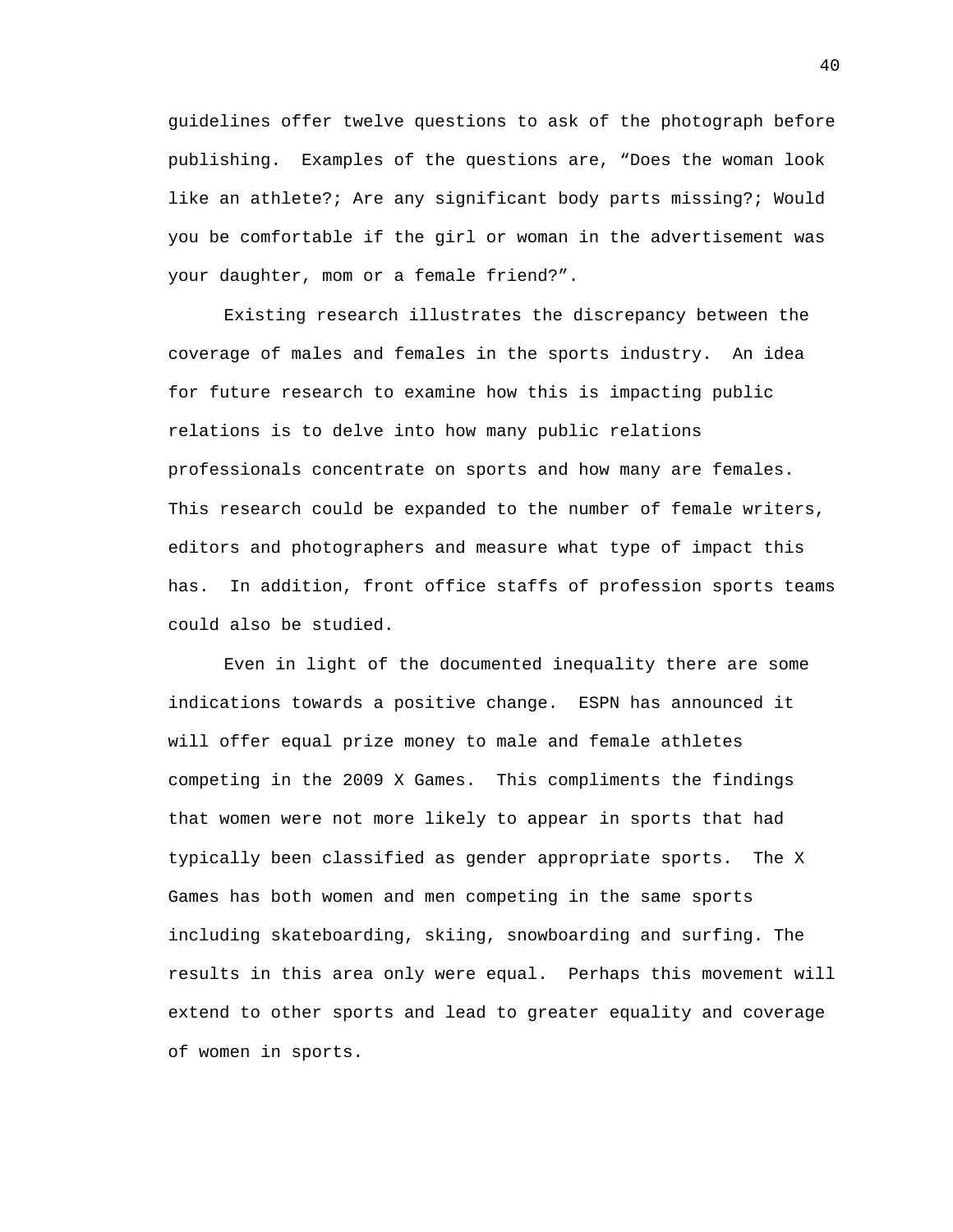guidelines offer twelve questions to ask of the photograph before publishing. Examples of the questions are, "Does the woman look like an athlete?; Are any significant body parts missing?; Would you be comfortable if the girl or woman in the advertisement was your daughter, mom or a female friend?".

Existing research illustrates the discrepancy between the coverage of males and females in the sports industry. An idea for future research to examine how this is impacting public relations is to delve into how many public relations professionals concentrate on sports and how many are females. This research could be expanded to the number of female writers, editors and photographers and measure what type of impact this has. In addition, front office staffs of profession sports teams could also be studied.

Even in light of the documented inequality there are some indications towards a positive change. ESPN has announced it will offer equal prize money to male and female athletes competing in the 2009 X Games. This compliments the findings that women were not more likely to appear in sports that had typically been classified as gender appropriate sports. The X Games has both women and men competing in the same sports including skateboarding, skiing, snowboarding and surfing. The results in this area only were equal. Perhaps this movement will extend to other sports and lead to greater equality and coverage of women in sports.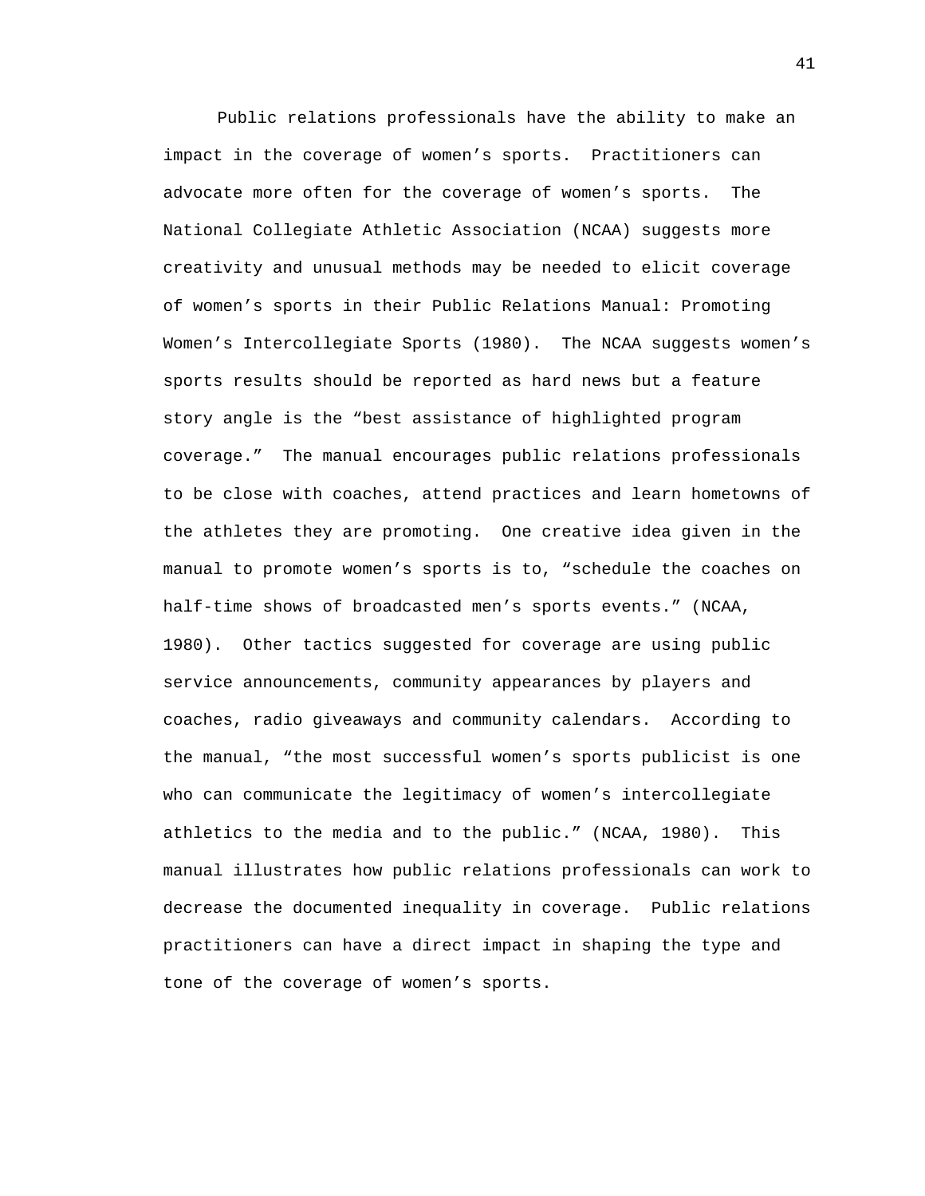Public relations professionals have the ability to make an impact in the coverage of women's sports. Practitioners can advocate more often for the coverage of women's sports. The National Collegiate Athletic Association (NCAA) suggests more creativity and unusual methods may be needed to elicit coverage of women's sports in their Public Relations Manual: Promoting Women's Intercollegiate Sports (1980). The NCAA suggests women's sports results should be reported as hard news but a feature story angle is the "best assistance of highlighted program coverage." The manual encourages public relations professionals to be close with coaches, attend practices and learn hometowns of the athletes they are promoting. One creative idea given in the manual to promote women's sports is to, "schedule the coaches on half-time shows of broadcasted men's sports events." (NCAA, 1980). Other tactics suggested for coverage are using public service announcements, community appearances by players and coaches, radio giveaways and community calendars. According to the manual, "the most successful women's sports publicist is one who can communicate the legitimacy of women's intercollegiate athletics to the media and to the public." (NCAA, 1980). This manual illustrates how public relations professionals can work to decrease the documented inequality in coverage. Public relations practitioners can have a direct impact in shaping the type and tone of the coverage of women's sports.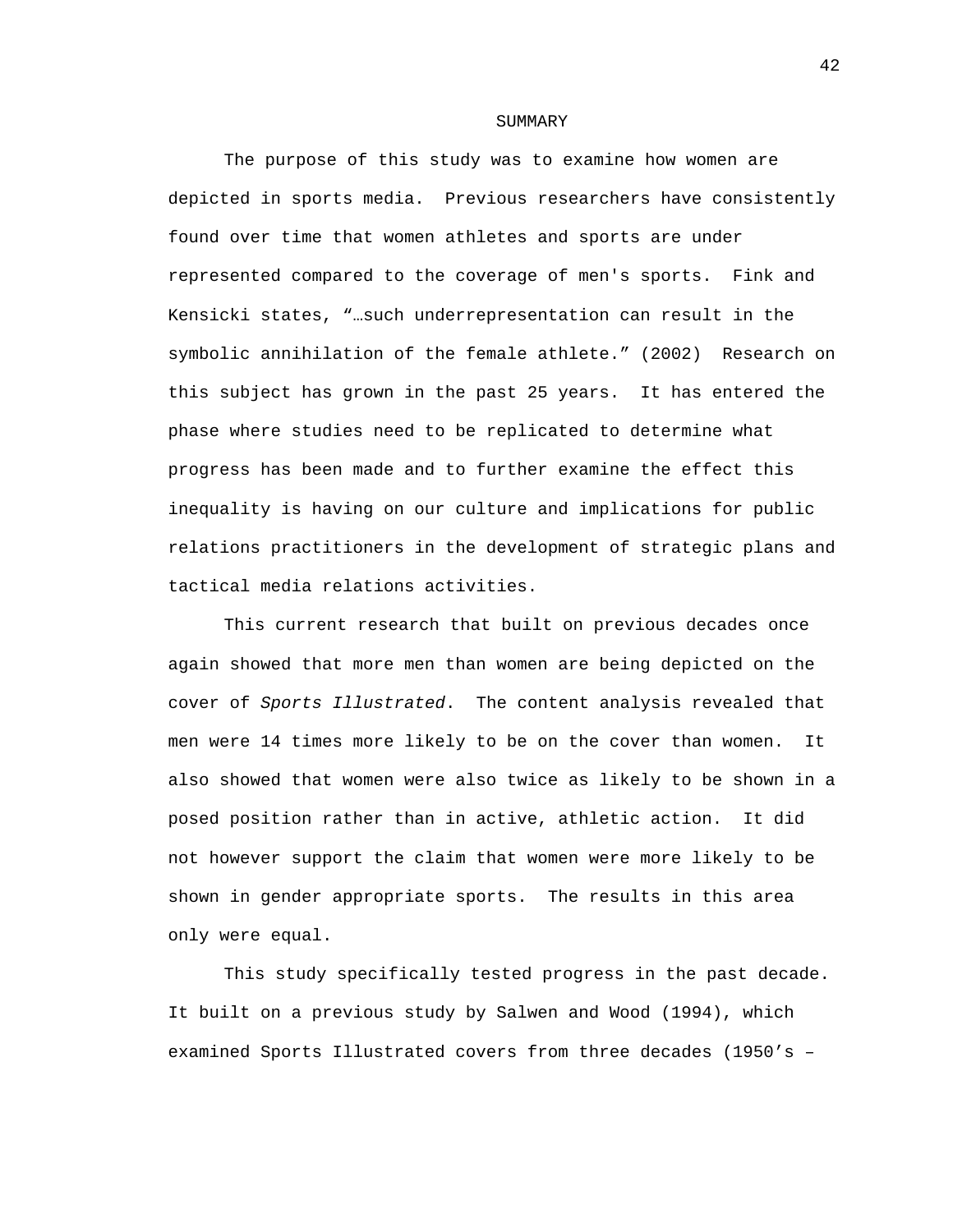## SUMMARY

The purpose of this study was to examine how women are depicted in sports media. Previous researchers have consistently found over time that women athletes and sports are under represented compared to the coverage of men's sports. Fink and Kensicki states, "…such underrepresentation can result in the symbolic annihilation of the female athlete." (2002) Research on this subject has grown in the past 25 years. It has entered the phase where studies need to be replicated to determine what progress has been made and to further examine the effect this inequality is having on our culture and implications for public relations practitioners in the development of strategic plans and tactical media relations activities.

This current research that built on previous decades once again showed that more men than women are being depicted on the cover of *Sports Illustrated*. The content analysis revealed that men were 14 times more likely to be on the cover than women. It also showed that women were also twice as likely to be shown in a posed position rather than in active, athletic action. It did not however support the claim that women were more likely to be shown in gender appropriate sports. The results in this area only were equal.

This study specifically tested progress in the past decade. It built on a previous study by Salwen and Wood (1994), which examined Sports Illustrated covers from three decades (1950's –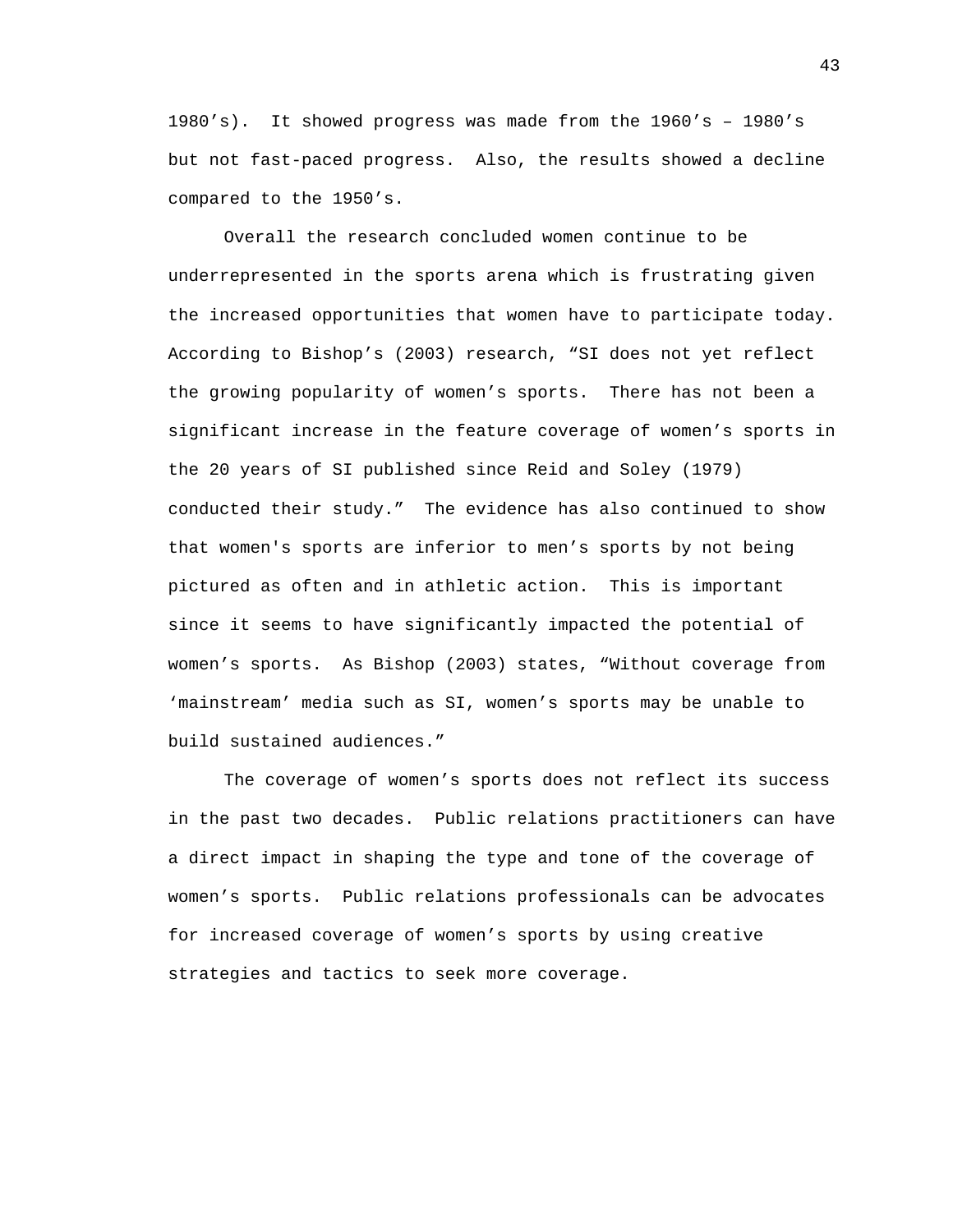1980's). It showed progress was made from the 1960's – 1980's but not fast-paced progress. Also, the results showed a decline compared to the 1950's.

Overall the research concluded women continue to be underrepresented in the sports arena which is frustrating given the increased opportunities that women have to participate today. According to Bishop's (2003) research, "SI does not yet reflect the growing popularity of women's sports. There has not been a significant increase in the feature coverage of women's sports in the 20 years of SI published since Reid and Soley (1979) conducted their study." The evidence has also continued to show that women's sports are inferior to men's sports by not being pictured as often and in athletic action. This is important since it seems to have significantly impacted the potential of women's sports. As Bishop (2003) states, "Without coverage from 'mainstream' media such as SI, women's sports may be unable to build sustained audiences."

The coverage of women's sports does not reflect its success in the past two decades. Public relations practitioners can have a direct impact in shaping the type and tone of the coverage of women's sports. Public relations professionals can be advocates for increased coverage of women's sports by using creative strategies and tactics to seek more coverage.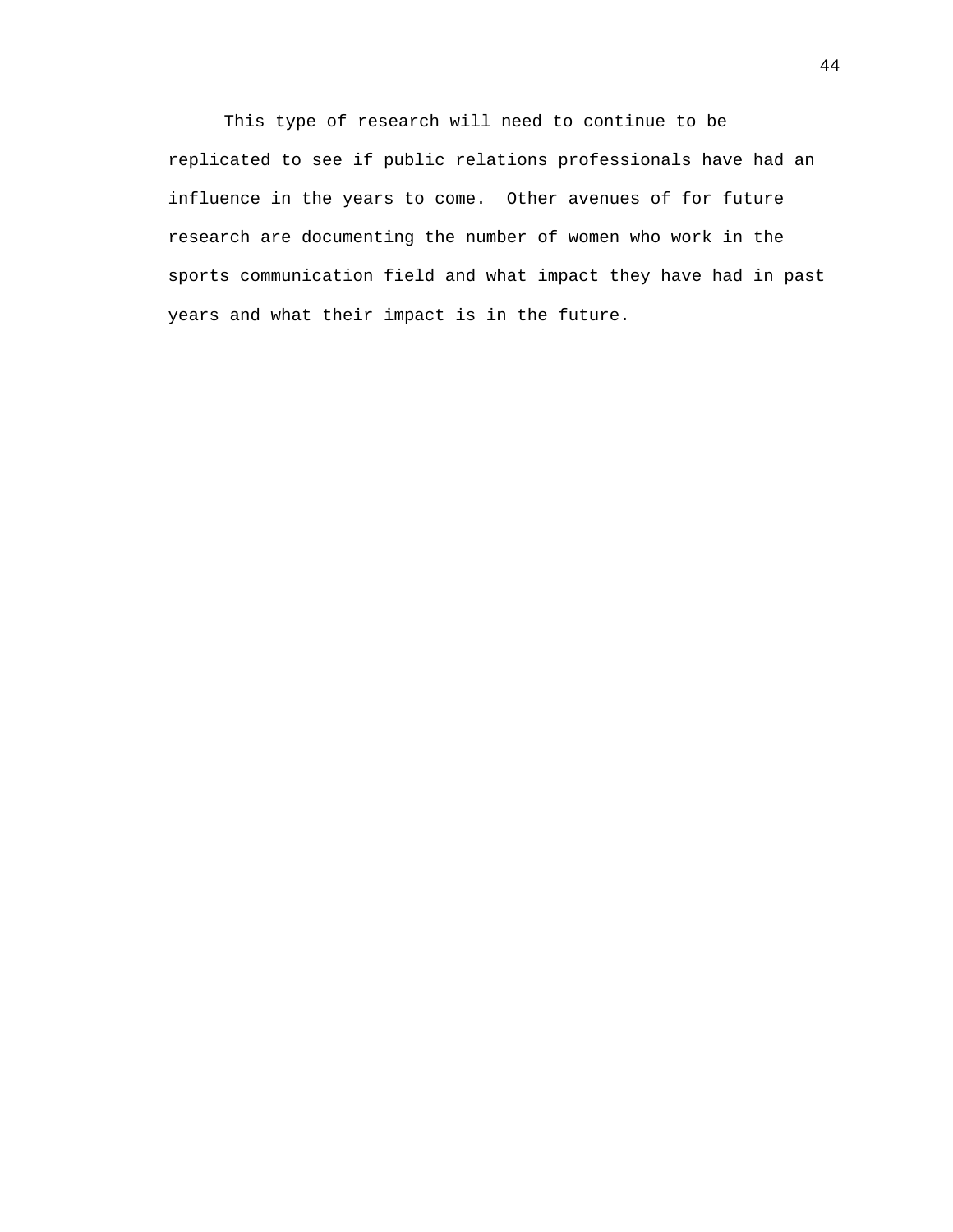This type of research will need to continue to be replicated to see if public relations professionals have had an influence in the years to come. Other avenues of for future research are documenting the number of women who work in the sports communication field and what impact they have had in past years and what their impact is in the future.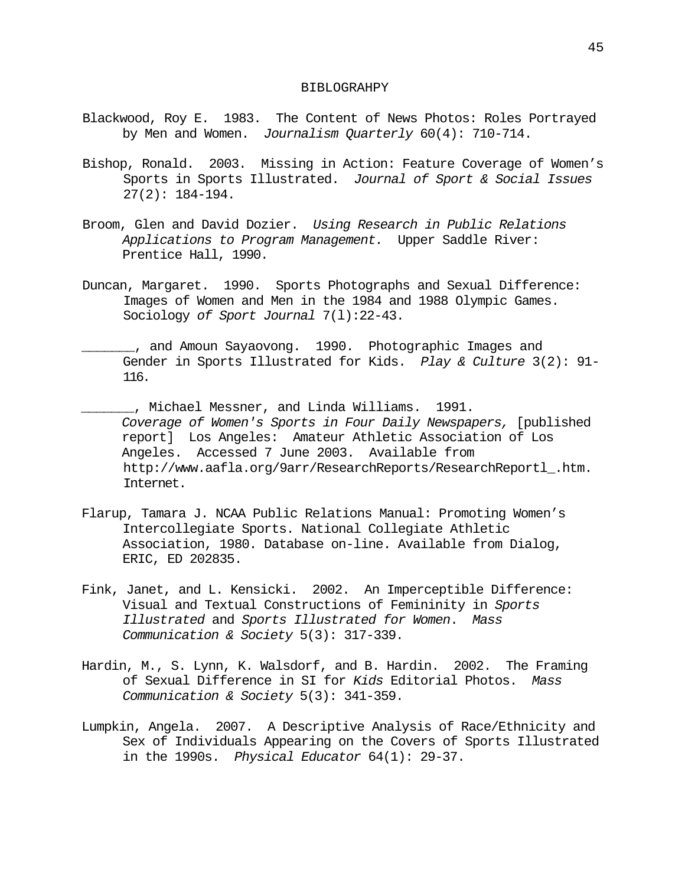# BIBLOGRAHPY

Blackwood, Roy E. 1983. The Content of News Photos: Roles Portrayed by Men and Women. *Journalism Quarterly* 60(4): 710-714.

Bishop, Ronald. 2003. Missing in Action: Feature Coverage of Women's Sports in Sports Illustrated. *Journal of Sport & Social Issues* 27(2): 184-194.

Broom, Glen and David Dozier. *Using Research in Public Relations Applications to Program Management.* Upper Saddle River: Prentice Hall, 1990.

Duncan, Margaret. 1990. Sports Photographs and Sexual Difference: Images of Women and Men in the 1984 and 1988 Olympic Games. Sociology *of Sport Journal* 7(l):22-43.

_______, and Amoun Sayaovong. 1990. Photographic Images and Gender in Sports Illustrated for Kids. *Play & Culture* 3(2): 91-116.

_______, Michael Messner, and Linda Williams. 1991. *Coverage of Women's Sports in Four Daily Newspapers,* [published report] Los Angeles: Amateur Athletic Association of Los Angeles. Accessed 7 June 2003. Available from http://www.aafla.org/9arr/ResearchReports/ResearchReportl_.htm. Internet.

Flarup, Tamara J. NCAA Public Relations Manual: Promoting Women's Intercollegiate Sports. National Collegiate Athletic Association, 1980. Database on-line. Available from Dialog, ERIC, ED 202835.

Fink, Janet, and L. Kensicki. 2002. An Imperceptible Difference: Visual and Textual Constructions of Femininity in *Sports Illustrated* and *Sports Illustrated for Women*. *Mass Communication & Society* 5(3): 317-339.

Hardin, M., S. Lynn, K. Walsdorf, and B. Hardin. 2002. The Framing of Sexual Difference in SI for *Kids* Editorial Photos. *Mass Communication & Society* 5(3): 341-359.

Lumpkin, Angela. 2007. A Descriptive Analysis of Race/Ethnicity and Sex of Individuals Appearing on the Covers of Sports Illustrated in the 1990s. *Physical Educator* 64(1): 29-37.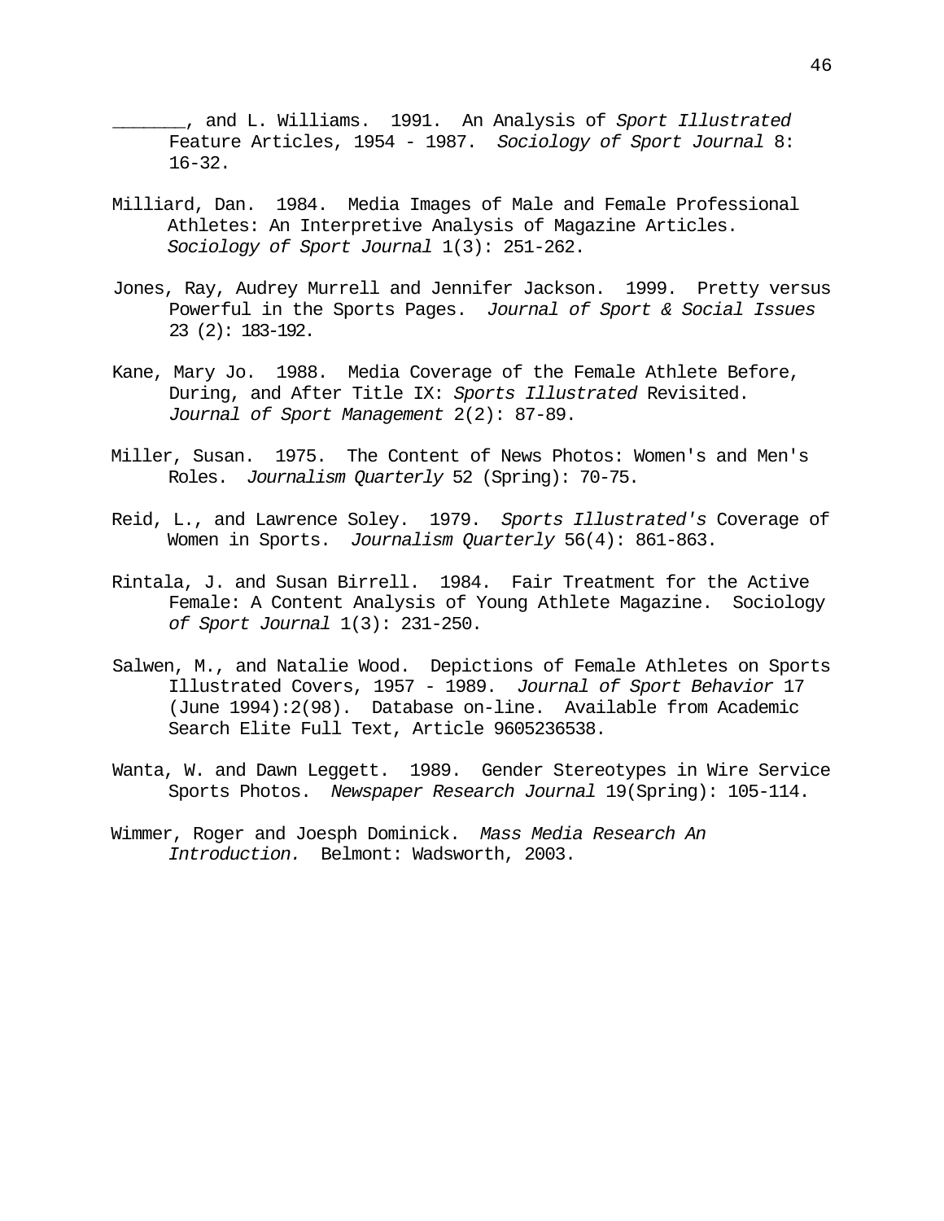_______, and L. Williams.  1991.  An Analysis of *Sport Illustrated* Feature Articles, 1954 - 1987.  *Sociology of Sport Journal* 8: 16-32.

Milliard, Dan.  1984.  Media Images of Male and Female Professional Athletes: An Interpretive Analysis of Magazine Articles. *Sociology of Sport Journal* 1(3): 251-262.

Jones, Ray, Audrey Murrell and Jennifer Jackson.  1999.  Pretty versus Powerful in the Sports Pages.  *Journal of Sport & Social Issues* 23 (2): 183-192.

Kane, Mary Jo.  1988.  Media Coverage of the Female Athlete Before, During, and After Title IX: *Sports Illustrated* Revisited. *Journal of Sport Management* 2(2): 87-89.

Miller, Susan.  1975.  The Content of News Photos: Women's and Men's Roles.  *Journalism Quarterly* 52 (Spring): 70-75.

Reid, L., and Lawrence Soley.  1979.  *Sports Illustrated's* Coverage of Women in Sports.  *Journalism Quarterly* 56(4): 861-863.

Rintala, J. and Susan Birrell.  1984.  Fair Treatment for the Active Female: A Content Analysis of Young Athlete Magazine.  Sociology *of Sport Journal* 1(3): 231-250.

Salwen, M., and Natalie Wood.  Depictions of Female Athletes on Sports Illustrated Covers, 1957 - 1989.  *Journal of Sport Behavior* 17 (June 1994):2(98).  Database on-line.  Available from Academic Search Elite Full Text, Article 9605236538.

Wanta, W. and Dawn Leggett.  1989.  Gender Stereotypes in Wire Service Sports Photos.  *Newspaper Research Journal* 19(Spring): 105-114.

Wimmer, Roger and Joesph Dominick.  *Mass Media Research An Introduction.*  Belmont: Wadsworth, 2003.